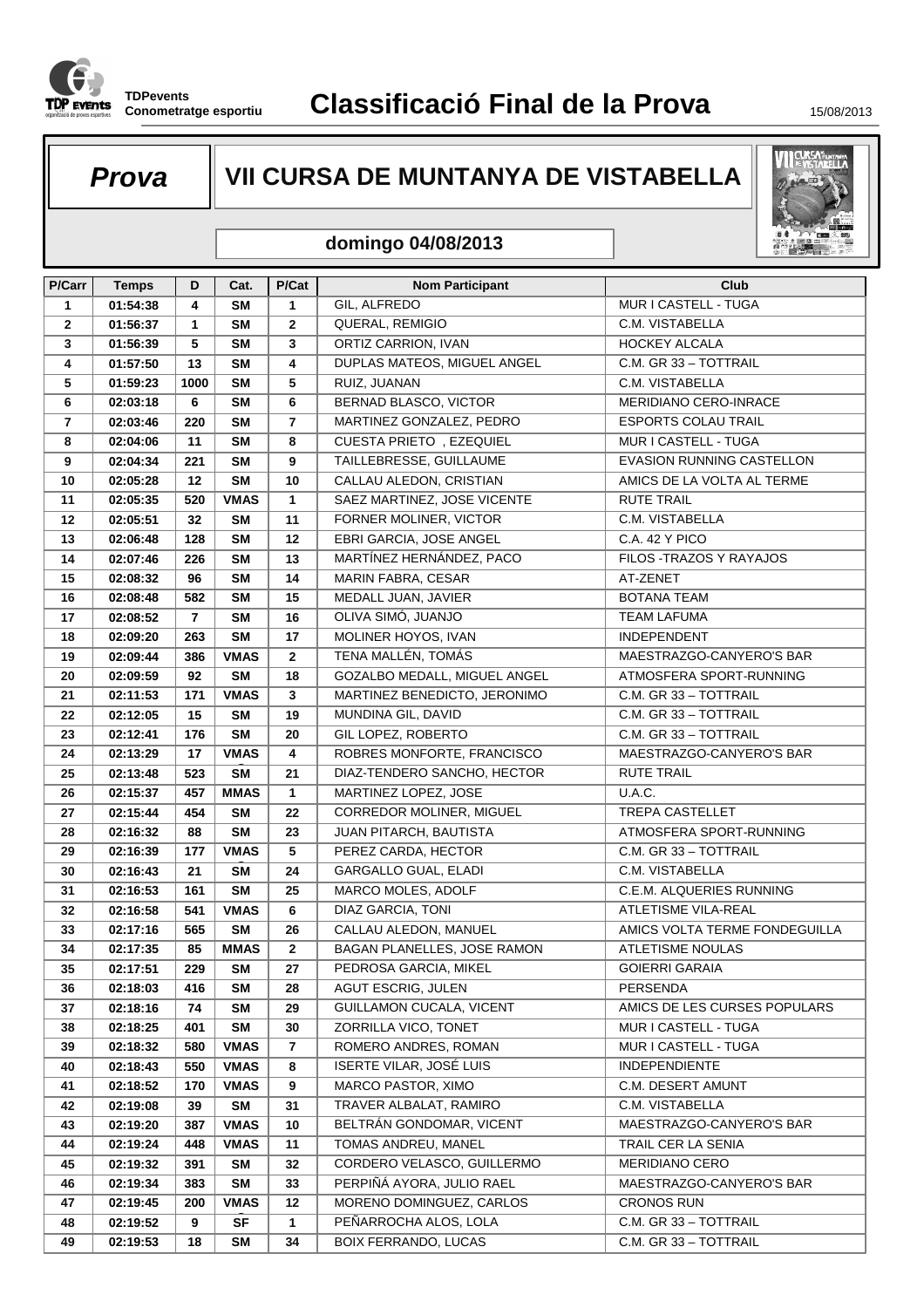TDPevents
Conometratge esportiu

# Classificació Final de la Prova

15/08/2013

## Prova

## VII CURSA DE MUNTANYA DE VISTABELLA

### domingo 04/08/2013

| P/Carr | Temps | D | Cat. | P/Cat | Nom Participant | Club |
|---|---|---|---|---|---|---|
| 1 | 01:54:38 | 4 | SM | 1 | GIL, ALFREDO | MUR I CASTELL - TUGA |
| 2 | 01:56:37 | 1 | SM | 2 | QUERAL, REMIGIO | C.M. VISTABELLA |
| 3 | 01:56:39 | 5 | SM | 3 | ORTIZ CARRION, IVAN | HOCKEY ALCALA |
| 4 | 01:57:50 | 13 | SM | 4 | DUPLAS MATEOS, MIGUEL ANGEL | C.M. GR 33 – TOTTRAIL |
| 5 | 01:59:23 | 1000 | SM | 5 | RUIZ, JUANAN | C.M. VISTABELLA |
| 6 | 02:03:18 | 6 | SM | 6 | BERNAD BLASCO, VICTOR | MERIDIANO CERO-INRACE |
| 7 | 02:03:46 | 220 | SM | 7 | MARTINEZ GONZALEZ, PEDRO | ESPORTS COLAU TRAIL |
| 8 | 02:04:06 | 11 | SM | 8 | CUESTA PRIETO , EZEQUIEL | MUR I CASTELL - TUGA |
| 9 | 02:04:34 | 221 | SM | 9 | TAILLEBRESSE, GUILLAUME | EVASION RUNNING CASTELLON |
| 10 | 02:05:28 | 12 | SM | 10 | CALLAU ALEDON, CRISTIAN | AMICS DE LA VOLTA AL TERME |
| 11 | 02:05:35 | 520 | VMAS | 1 | SAEZ MARTINEZ, JOSE VICENTE | RUTE TRAIL |
| 12 | 02:05:51 | 32 | SM | 11 | FORNER MOLINER, VICTOR | C.M. VISTABELLA |
| 13 | 02:06:48 | 128 | SM | 12 | EBRI GARCIA, JOSE ANGEL | C.A. 42 Y PICO |
| 14 | 02:07:46 | 226 | SM | 13 | MARTÍNEZ HERNÁNDEZ, PACO | FILOS -TRAZOS Y RAYAJOS |
| 15 | 02:08:32 | 96 | SM | 14 | MARIN FABRA, CESAR | AT-ZENET |
| 16 | 02:08:48 | 582 | SM | 15 | MEDALL JUAN, JAVIER | BOTANA TEAM |
| 17 | 02:08:52 | 7 | SM | 16 | OLIVA SIMÓ, JUANJO | TEAM LAFUMA |
| 18 | 02:09:20 | 263 | SM | 17 | MOLINER HOYOS, IVAN | INDEPENDENT |
| 19 | 02:09:44 | 386 | VMAS | 2 | TENA MALLÉN, TOMÁS | MAESTRAZGO-CANYERO'S BAR |
| 20 | 02:09:59 | 92 | SM | 18 | GOZALBO MEDALL, MIGUEL ANGEL | ATMOSFERA SPORT-RUNNING |
| 21 | 02:11:53 | 171 | VMAS | 3 | MARTINEZ BENEDICTO, JERONIMO | C.M. GR 33 – TOTTRAIL |
| 22 | 02:12:05 | 15 | SM | 19 | MUNDINA GIL, DAVID | C.M. GR 33 – TOTTRAIL |
| 23 | 02:12:41 | 176 | SM | 20 | GIL LOPEZ, ROBERTO | C.M. GR 33 – TOTTRAIL |
| 24 | 02:13:29 | 17 | VMAS | 4 | ROBRES MONFORTE, FRANCISCO | MAESTRAZGO-CANYERO'S BAR |
| 25 | 02:13:48 | 523 | SM | 21 | DIAZ-TENDERO SANCHO, HECTOR | RUTE TRAIL |
| 26 | 02:15:37 | 457 | MMAS | 1 | MARTINEZ LOPEZ, JOSE | U.A.C. |
| 27 | 02:15:44 | 454 | SM | 22 | CORREDOR MOLINER, MIGUEL | TREPA CASTELLET |
| 28 | 02:16:32 | 88 | SM | 23 | JUAN PITARCH, BAUTISTA | ATMOSFERA SPORT-RUNNING |
| 29 | 02:16:39 | 177 | VMAS | 5 | PEREZ CARDA, HECTOR | C.M. GR 33 – TOTTRAIL |
| 30 | 02:16:43 | 21 | SM | 24 | GARGALLO GUAL, ELADI | C.M. VISTABELLA |
| 31 | 02:16:53 | 161 | SM | 25 | MARCO MOLES, ADOLF | C.E.M. ALQUERIES RUNNING |
| 32 | 02:16:58 | 541 | VMAS | 6 | DIAZ GARCIA, TONI | ATLETISME VILA-REAL |
| 33 | 02:17:16 | 565 | SM | 26 | CALLAU ALEDON, MANUEL | AMICS VOLTA TERME FONDEGUILLA |
| 34 | 02:17:35 | 85 | MMAS | 2 | BAGAN PLANELLES, JOSE RAMON | ATLETISME NOULAS |
| 35 | 02:17:51 | 229 | SM | 27 | PEDROSA GARCIA, MIKEL | GOIERRI GARAIA |
| 36 | 02:18:03 | 416 | SM | 28 | AGUT ESCRIG, JULEN | PERSENDA |
| 37 | 02:18:16 | 74 | SM | 29 | GUILLAMON CUCALA, VICENT | AMICS DE LES CURSES POPULARS |
| 38 | 02:18:25 | 401 | SM | 30 | ZORRILLA VICO, TONET | MUR I CASTELL - TUGA |
| 39 | 02:18:32 | 580 | VMAS | 7 | ROMERO ANDRES, ROMAN | MUR I CASTELL - TUGA |
| 40 | 02:18:43 | 550 | VMAS | 8 | ISERTE VILAR, JOSÉ LUIS | INDEPENDIENTE |
| 41 | 02:18:52 | 170 | VMAS | 9 | MARCO PASTOR, XIMO | C.M. DESERT AMUNT |
| 42 | 02:19:08 | 39 | SM | 31 | TRAVER ALBALAT, RAMIRO | C.M. VISTABELLA |
| 43 | 02:19:20 | 387 | VMAS | 10 | BELTRÁN GONDOMAR, VICENT | MAESTRAZGO-CANYERO'S BAR |
| 44 | 02:19:24 | 448 | VMAS | 11 | TOMAS ANDREU, MANEL | TRAIL CER LA SENIA |
| 45 | 02:19:32 | 391 | SM | 32 | CORDERO VELASCO, GUILLERMO | MERIDIANO CERO |
| 46 | 02:19:34 | 383 | SM | 33 | PERPIÑÁ AYORA, JULIO RAEL | MAESTRAZGO-CANYERO'S BAR |
| 47 | 02:19:45 | 200 | VMAS | 12 | MORENO DOMINGUEZ, CARLOS | CRONOS RUN |
| 48 | 02:19:52 | 9 | SF | 1 | PEÑARROCHA ALOS, LOLA | C.M. GR 33 – TOTTRAIL |
| 49 | 02:19:53 | 18 | SM | 34 | BOIX FERRANDO, LUCAS | C.M. GR 33 – TOTTRAIL |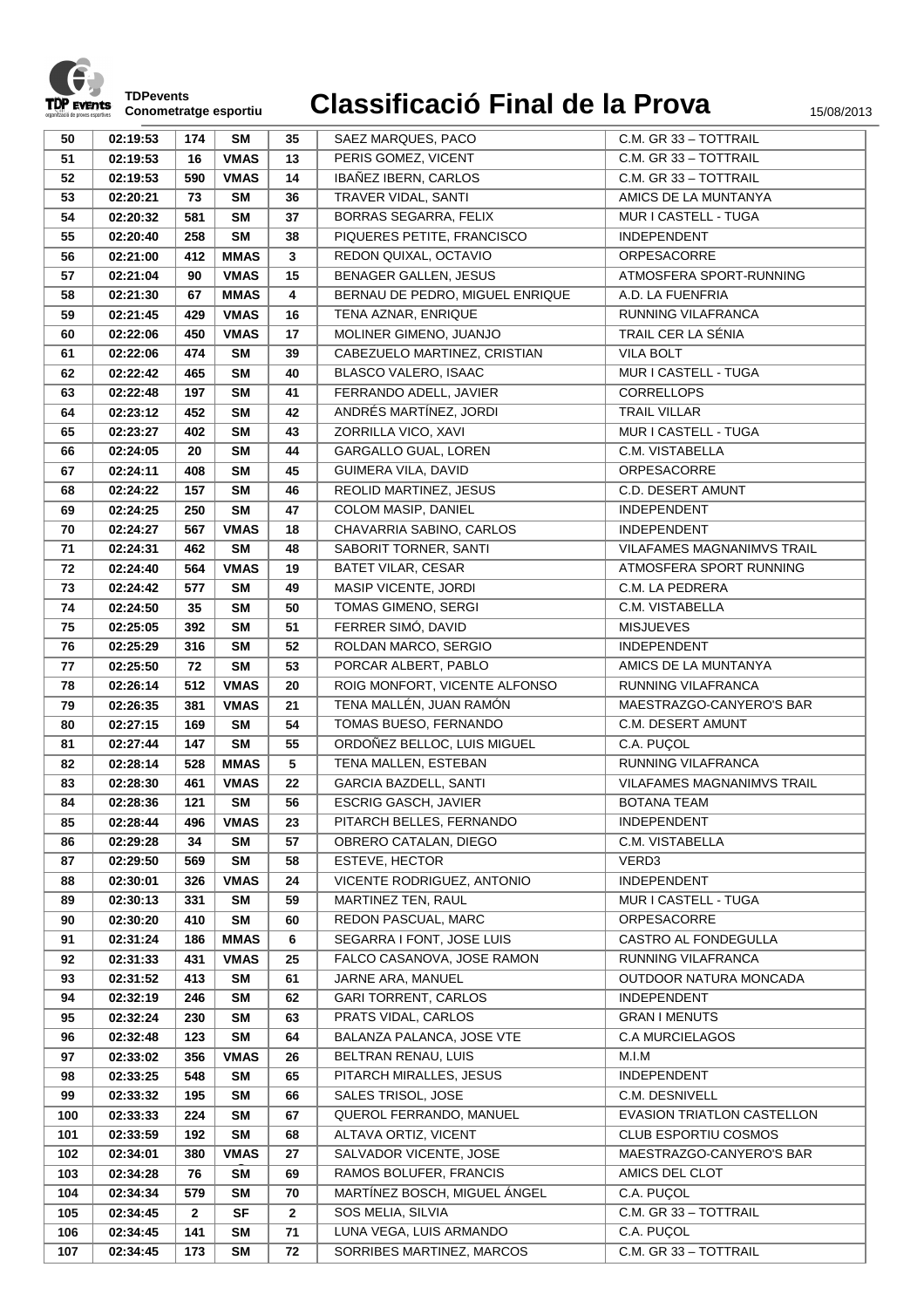# Classificació Final de la Prova

TDPevents
Conometratge esportiu

15/08/2013

| | | | | | | |
|---|---|---|---|---|---|---|
| 50 | 02:19:53 | 174 | SM | 35 | SAEZ MARQUES, PACO | C.M. GR 33 – TOTTRAIL |
| 51 | 02:19:53 | 16 | VMAS | 13 | PERIS GOMEZ, VICENT | C.M. GR 33 – TOTTRAIL |
| 52 | 02:19:53 | 590 | VMAS | 14 | IBAÑEZ IBERN, CARLOS | C.M. GR 33 – TOTTRAIL |
| 53 | 02:20:21 | 73 | SM | 36 | TRAVER VIDAL, SANTI | AMICS DE LA MUNTANYA |
| 54 | 02:20:32 | 581 | SM | 37 | BORRAS SEGARRA, FELIX | MUR I CASTELL - TUGA |
| 55 | 02:20:40 | 258 | SM | 38 | PIQUERES PETITE, FRANCISCO | INDEPENDENT |
| 56 | 02:21:00 | 412 | MMAS | 3 | REDON QUIXAL, OCTAVIO | ORPESACORRE |
| 57 | 02:21:04 | 90 | VMAS | 15 | BENAGER GALLEN, JESUS | ATMOSFERA SPORT-RUNNING |
| 58 | 02:21:30 | 67 | MMAS | 4 | BERNAU DE PEDRO, MIGUEL ENRIQUE | A.D. LA FUENFRIA |
| 59 | 02:21:45 | 429 | VMAS | 16 | TENA AZNAR, ENRIQUE | RUNNING VILAFRANCA |
| 60 | 02:22:06 | 450 | VMAS | 17 | MOLINER GIMENO, JUANJO | TRAIL CER LA SÉNIA |
| 61 | 02:22:06 | 474 | SM | 39 | CABEZUELO MARTINEZ, CRISTIAN | VILA BOLT |
| 62 | 02:22:42 | 465 | SM | 40 | BLASCO VALERO, ISAAC | MUR I CASTELL - TUGA |
| 63 | 02:22:48 | 197 | SM | 41 | FERRANDO ADELL, JAVIER | CORRELLOPS |
| 64 | 02:23:12 | 452 | SM | 42 | ANDRÉS MARTÍNEZ, JORDI | TRAIL VILLAR |
| 65 | 02:23:27 | 402 | SM | 43 | ZORRILLA VICO, XAVI | MUR I CASTELL - TUGA |
| 66 | 02:24:05 | 20 | SM | 44 | GARGALLO GUAL, LOREN | C.M. VISTABELLA |
| 67 | 02:24:11 | 408 | SM | 45 | GUIMERA VILA, DAVID | ORPESACORRE |
| 68 | 02:24:22 | 157 | SM | 46 | REOLID MARTINEZ, JESUS | C.D. DESERT AMUNT |
| 69 | 02:24:25 | 250 | SM | 47 | COLOM MASIP, DANIEL | INDEPENDENT |
| 70 | 02:24:27 | 567 | VMAS | 18 | CHAVARRIA SABINO, CARLOS | INDEPENDENT |
| 71 | 02:24:31 | 462 | SM | 48 | SABORIT TORNER, SANTI | VILAFAMES MAGNANIMVS TRAIL |
| 72 | 02:24:40 | 564 | VMAS | 19 | BATET VILAR, CESAR | ATMOSFERA SPORT RUNNING |
| 73 | 02:24:42 | 577 | SM | 49 | MASIP VICENTE, JORDI | C.M. LA PEDRERA |
| 74 | 02:24:50 | 35 | SM | 50 | TOMAS GIMENO, SERGI | C.M. VISTABELLA |
| 75 | 02:25:05 | 392 | SM | 51 | FERRER SIMÓ, DAVID | MISJUEVES |
| 76 | 02:25:29 | 316 | SM | 52 | ROLDAN MARCO, SERGIO | INDEPENDENT |
| 77 | 02:25:50 | 72 | SM | 53 | PORCAR ALBERT, PABLO | AMICS DE LA MUNTANYA |
| 78 | 02:26:14 | 512 | VMAS | 20 | ROIG MONFORT, VICENTE ALFONSO | RUNNING VILAFRANCA |
| 79 | 02:26:35 | 381 | VMAS | 21 | TENA MALLÉN, JUAN RAMÓN | MAESTRAZGO-CANYERO'S BAR |
| 80 | 02:27:15 | 169 | SM | 54 | TOMAS BUESO, FERNANDO | C.M. DESERT AMUNT |
| 81 | 02:27:44 | 147 | SM | 55 | ORDOÑEZ BELLOC, LUIS MIGUEL | C.A. PUÇOL |
| 82 | 02:28:14 | 528 | MMAS | 5 | TENA MALLEN, ESTEBAN | RUNNING VILAFRANCA |
| 83 | 02:28:30 | 461 | VMAS | 22 | GARCIA BAZDELL, SANTI | VILAFAMES MAGNANIMVS TRAIL |
| 84 | 02:28:36 | 121 | SM | 56 | ESCRIG GASCH, JAVIER | BOTANA TEAM |
| 85 | 02:28:44 | 496 | VMAS | 23 | PITARCH BELLES, FERNANDO | INDEPENDENT |
| 86 | 02:29:28 | 34 | SM | 57 | OBRERO CATALAN, DIEGO | C.M. VISTABELLA |
| 87 | 02:29:50 | 569 | SM | 58 | ESTEVE, HECTOR | VERD3 |
| 88 | 02:30:01 | 326 | VMAS | 24 | VICENTE RODRIGUEZ, ANTONIO | INDEPENDENT |
| 89 | 02:30:13 | 331 | SM | 59 | MARTINEZ TEN, RAUL | MUR I CASTELL - TUGA |
| 90 | 02:30:20 | 410 | SM | 60 | REDON PASCUAL, MARC | ORPESACORRE |
| 91 | 02:31:24 | 186 | MMAS | 6 | SEGARRA I FONT, JOSE LUIS | CASTRO AL FONDEGULLA |
| 92 | 02:31:33 | 431 | VMAS | 25 | FALCO CASANOVA, JOSE RAMON | RUNNING VILAFRANCA |
| 93 | 02:31:52 | 413 | SM | 61 | JARNE ARA, MANUEL | OUTDOOR NATURA MONCADA |
| 94 | 02:32:19 | 246 | SM | 62 | GARI TORRENT, CARLOS | INDEPENDENT |
| 95 | 02:32:24 | 230 | SM | 63 | PRATS VIDAL, CARLOS | GRAN I MENUTS |
| 96 | 02:32:48 | 123 | SM | 64 | BALANZA PALANCA, JOSE VTE | C.A MURCIELAGOS |
| 97 | 02:33:02 | 356 | VMAS | 26 | BELTRAN RENAU, LUIS | M.I.M |
| 98 | 02:33:25 | 548 | SM | 65 | PITARCH MIRALLES, JESUS | INDEPENDENT |
| 99 | 02:33:32 | 195 | SM | 66 | SALES TRISOL, JOSE | C.M. DESNIVELL |
| 100 | 02:33:33 | 224 | SM | 67 | QUEROL FERRANDO, MANUEL | EVASION TRIATLON CASTELLON |
| 101 | 02:33:59 | 192 | SM | 68 | ALTAVA ORTIZ, VICENT | CLUB ESPORTIU COSMOS |
| 102 | 02:34:01 | 380 | VMAS | 27 | SALVADOR VICENTE, JOSE | MAESTRAZGO-CANYERO'S BAR |
| 103 | 02:34:28 | 76 | SM | 69 | RAMOS BOLUFER, FRANCIS | AMICS DEL CLOT |
| 104 | 02:34:34 | 579 | SM | 70 | MARTÍNEZ BOSCH, MIGUEL ÁNGEL | C.A. PUÇOL |
| 105 | 02:34:45 | 2 | SF | 2 | SOS MELIA, SILVIA | C.M. GR 33 – TOTTRAIL |
| 106 | 02:34:45 | 141 | SM | 71 | LUNA VEGA, LUIS ARMANDO | C.A. PUÇOL |
| 107 | 02:34:45 | 173 | SM | 72 | SORRIBES MARTINEZ, MARCOS | C.M. GR 33 – TOTTRAIL |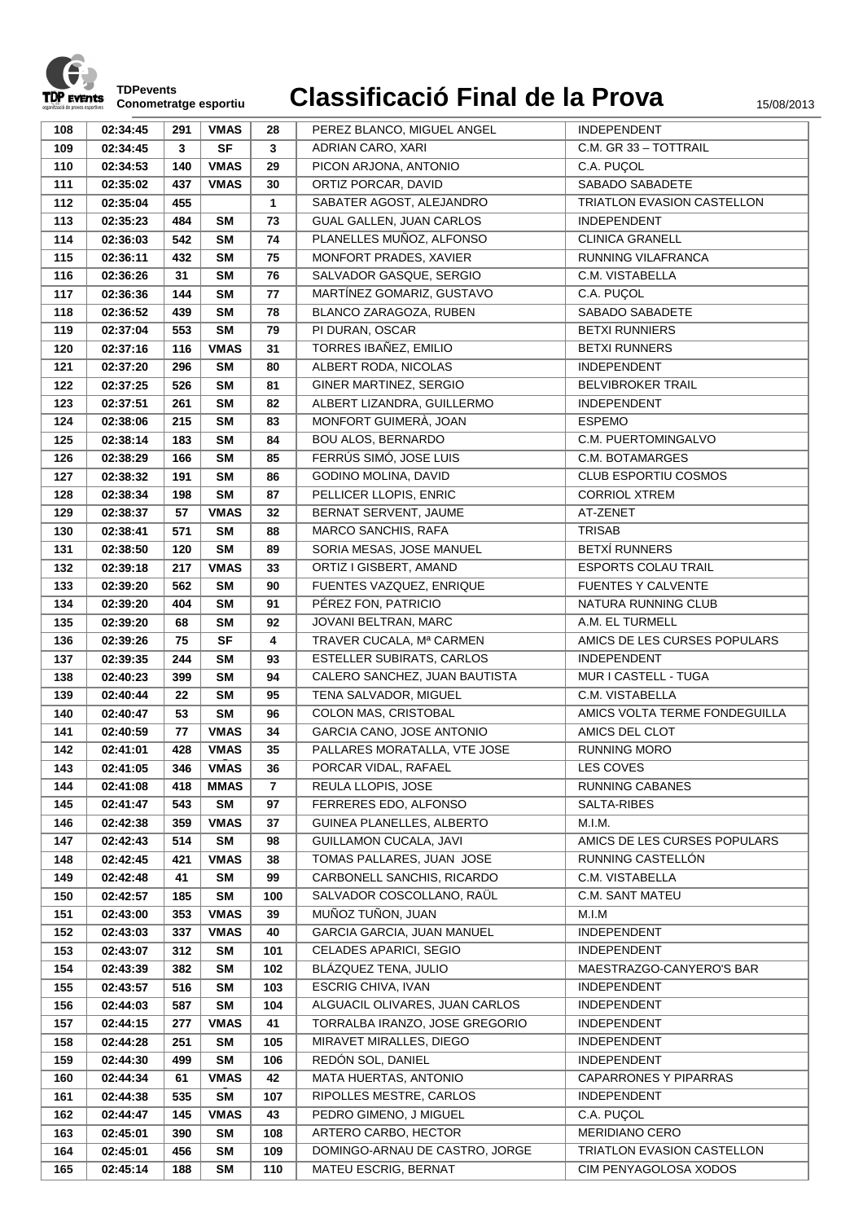# Classificació Final de la Prova

TDPevents
Conometratge esportiu

15/08/2013

| | | | | | | |
|---|---|---|---|---|---|---|
| 108 | 02:34:45 | 291 | VMAS | 28 | PEREZ BLANCO, MIGUEL ANGEL | INDEPENDENT |
| 109 | 02:34:45 | 3 | SF | 3 | ADRIAN CARO, XARI | C.M. GR 33 – TOTTRAIL |
| 110 | 02:34:53 | 140 | VMAS | 29 | PICON ARJONA, ANTONIO | C.A. PUÇOL |
| 111 | 02:35:02 | 437 | VMAS | 30 | ORTIZ PORCAR, DAVID | SABADO SABADETE |
| 112 | 02:35:04 | 455 | | 1 | SABATER AGOST, ALEJANDRO | TRIATLON EVASION CASTELLON |
| 113 | 02:35:23 | 484 | SM | 73 | GUAL GALLEN, JUAN CARLOS | INDEPENDENT |
| 114 | 02:36:03 | 542 | SM | 74 | PLANELLES MUÑOZ, ALFONSO | CLINICA GRANELL |
| 115 | 02:36:11 | 432 | SM | 75 | MONFORT PRADES, XAVIER | RUNNING VILAFRANCA |
| 116 | 02:36:26 | 31 | SM | 76 | SALVADOR GASQUE, SERGIO | C.M. VISTABELLA |
| 117 | 02:36:36 | 144 | SM | 77 | MARTÍNEZ GOMARIZ, GUSTAVO | C.A. PUÇOL |
| 118 | 02:36:52 | 439 | SM | 78 | BLANCO ZARAGOZA, RUBEN | SABADO SABADETE |
| 119 | 02:37:04 | 553 | SM | 79 | PI DURAN, OSCAR | BETXI RUNNIERS |
| 120 | 02:37:16 | 116 | VMAS | 31 | TORRES IBAÑEZ, EMILIO | BETXI RUNNERS |
| 121 | 02:37:20 | 296 | SM | 80 | ALBERT RODA, NICOLAS | INDEPENDENT |
| 122 | 02:37:25 | 526 | SM | 81 | GINER MARTINEZ, SERGIO | BELVIBROKER TRAIL |
| 123 | 02:37:51 | 261 | SM | 82 | ALBERT LIZANDRA, GUILLERMO | INDEPENDENT |
| 124 | 02:38:06 | 215 | SM | 83 | MONFORT GUIMERÀ, JOAN | ESPEMO |
| 125 | 02:38:14 | 183 | SM | 84 | BOU ALOS, BERNARDO | C.M. PUERTOMINGALVO |
| 126 | 02:38:29 | 166 | SM | 85 | FERRÚS SIMÓ, JOSE LUIS | C.M. BOTAMARGES |
| 127 | 02:38:32 | 191 | SM | 86 | GODINO MOLINA, DAVID | CLUB ESPORTIU COSMOS |
| 128 | 02:38:34 | 198 | SM | 87 | PELLICER LLOPIS, ENRIC | CORRIOL XTREM |
| 129 | 02:38:37 | 57 | VMAS | 32 | BERNAT SERVENT, JAUME | AT-ZENET |
| 130 | 02:38:41 | 571 | SM | 88 | MARCO SANCHIS, RAFA | TRISAB |
| 131 | 02:38:50 | 120 | SM | 89 | SORIA MESAS, JOSE MANUEL | BETXÍ RUNNERS |
| 132 | 02:39:18 | 217 | VMAS | 33 | ORTIZ I GISBERT, AMAND | ESPORTS COLAU TRAIL |
| 133 | 02:39:20 | 562 | SM | 90 | FUENTES VAZQUEZ, ENRIQUE | FUENTES Y CALVENTE |
| 134 | 02:39:20 | 404 | SM | 91 | PÉREZ FON, PATRICIO | NATURA RUNNING CLUB |
| 135 | 02:39:20 | 68 | SM | 92 | JOVANI BELTRAN, MARC | A.M. EL TURMELL |
| 136 | 02:39:26 | 75 | SF | 4 | TRAVER CUCALA, Mª CARMEN | AMICS DE LES CURSES POPULARS |
| 137 | 02:39:35 | 244 | SM | 93 | ESTELLER SUBIRATS, CARLOS | INDEPENDENT |
| 138 | 02:40:23 | 399 | SM | 94 | CALERO SANCHEZ, JUAN BAUTISTA | MUR I CASTELL - TUGA |
| 139 | 02:40:44 | 22 | SM | 95 | TENA SALVADOR, MIGUEL | C.M. VISTABELLA |
| 140 | 02:40:47 | 53 | SM | 96 | COLON MAS, CRISTOBAL | AMICS VOLTA TERME FONDEGUILLA |
| 141 | 02:40:59 | 77 | VMAS | 34 | GARCIA CANO, JOSE ANTONIO | AMICS DEL CLOT |
| 142 | 02:41:01 | 428 | VMAS | 35 | PALLARES MORATALLA, VTE JOSE | RUNNING MORO |
| 143 | 02:41:05 | 346 | VMAS | 36 | PORCAR VIDAL, RAFAEL | LES COVES |
| 144 | 02:41:08 | 418 | MMAS | 7 | REULA LLOPIS, JOSE | RUNNING CABANES |
| 145 | 02:41:47 | 543 | SM | 97 | FERRERES EDO, ALFONSO | SALTA-RIBES |
| 146 | 02:42:38 | 359 | VMAS | 37 | GUINEA PLANELLES, ALBERTO | M.I.M. |
| 147 | 02:42:43 | 514 | SM | 98 | GUILLAMON CUCALA, JAVI | AMICS DE LES CURSES POPULARS |
| 148 | 02:42:45 | 421 | VMAS | 38 | TOMAS PALLARES, JUAN JOSE | RUNNING CASTELLÓN |
| 149 | 02:42:48 | 41 | SM | 99 | CARBONELL SANCHIS, RICARDO | C.M. VISTABELLA |
| 150 | 02:42:57 | 185 | SM | 100 | SALVADOR COSCOLLANO, RAÜL | C.M. SANT MATEU |
| 151 | 02:43:00 | 353 | VMAS | 39 | MUÑOZ TUÑON, JUAN | M.I.M |
| 152 | 02:43:03 | 337 | VMAS | 40 | GARCIA GARCIA, JUAN MANUEL | INDEPENDENT |
| 153 | 02:43:07 | 312 | SM | 101 | CELADES APARICI, SEGIO | INDEPENDENT |
| 154 | 02:43:39 | 382 | SM | 102 | BLÁZQUEZ TENA, JULIO | MAESTRAZGO-CANYERO'S BAR |
| 155 | 02:43:57 | 516 | SM | 103 | ESCRIG CHIVA, IVAN | INDEPENDENT |
| 156 | 02:44:03 | 587 | SM | 104 | ALGUACIL OLIVARES, JUAN CARLOS | INDEPENDENT |
| 157 | 02:44:15 | 277 | VMAS | 41 | TORRALBA IRANZO, JOSE GREGORIO | INDEPENDENT |
| 158 | 02:44:28 | 251 | SM | 105 | MIRAVET MIRALLES, DIEGO | INDEPENDENT |
| 159 | 02:44:30 | 499 | SM | 106 | REDÓN SOL, DANIEL | INDEPENDENT |
| 160 | 02:44:34 | 61 | VMAS | 42 | MATA HUERTAS, ANTONIO | CAPARRONES Y PIPARRAS |
| 161 | 02:44:38 | 535 | SM | 107 | RIPOLLES MESTRE, CARLOS | INDEPENDENT |
| 162 | 02:44:47 | 145 | VMAS | 43 | PEDRO GIMENO, J MIGUEL | C.A. PUÇOL |
| 163 | 02:45:01 | 390 | SM | 108 | ARTERO CARBO, HECTOR | MERIDIANO CERO |
| 164 | 02:45:01 | 456 | SM | 109 | DOMINGO-ARNAU DE CASTRO, JORGE | TRIATLON EVASION CASTELLON |
| 165 | 02:45:14 | 188 | SM | 110 | MATEU ESCRIG, BERNAT | CIM PENYAGOLOSA XODOS |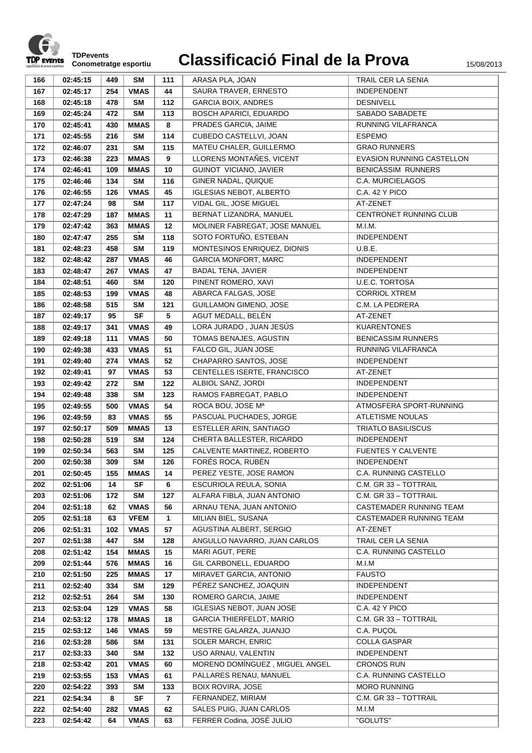# Classificació Final de la Prova

TDPevents
Conometratge esportiu

15/08/2013

| 166 | 02:45:15 | 449 | SM | 111 | ARASA PLA, JOAN | TRAIL CER LA SENIA |
|---|---|---|---|---|---|---|
| 167 | 02:45:17 | 254 | VMAS | 44 | SAURA TRAVER, ERNESTO | INDEPENDENT |
| 168 | 02:45:18 | 478 | SM | 112 | GARCIA BOIX, ANDRES | DESNIVELL |
| 169 | 02:45:24 | 472 | SM | 113 | BOSCH APARICI, EDUARDO | SABADO SABADETE |
| 170 | 02:45:41 | 430 | MMAS | 8 | PRADES GARCIA, JAIME | RUNNING VILAFRANCA |
| 171 | 02:45:55 | 216 | SM | 114 | CUBEDO CASTELLVI, JOAN | ESPEMO |
| 172 | 02:46:07 | 231 | SM | 115 | MATEU CHALER, GUILLERMO | GRAO RUNNERS |
| 173 | 02:46:38 | 223 | MMAS | 9 | LLORENS MONTAÑES, VICENT | EVASION RUNNING CASTELLON |
| 174 | 02:46:41 | 109 | MMAS | 10 | GUINOT VICIANO, JAVIER | BENICÀSSIM RUNNERS |
| 175 | 02:46:46 | 134 | SM | 116 | GINER NADAL, QUIQUE | C.A. MURCIELAGOS |
| 176 | 02:46:55 | 126 | VMAS | 45 | IGLESIAS NEBOT, ALBERTO | C.A. 42 Y PICO |
| 177 | 02:47:24 | 98 | SM | 117 | VIDAL GIL, JOSE MIGUEL | AT-ZENET |
| 178 | 02:47:29 | 187 | MMAS | 11 | BERNAT LIZANDRA, MANUEL | CENTRONET RUNNING CLUB |
| 179 | 02:47:42 | 363 | MMAS | 12 | MOLINER FABREGAT, JOSE MANUEL | M.I.M. |
| 180 | 02:47:47 | 255 | SM | 118 | SOTO FORTUÑO, ESTEBAN | INDEPENDENT |
| 181 | 02:48:23 | 458 | SM | 119 | MONTESINOS ENRIQUEZ, DIONIS | U.B.E. |
| 182 | 02:48:42 | 287 | VMAS | 46 | GARCIA MONFORT, MARC | INDEPENDENT |
| 183 | 02:48:47 | 267 | VMAS | 47 | BADAL TENA, JAVIER | INDEPENDENT |
| 184 | 02:48:51 | 460 | SM | 120 | PINENT ROMERO, XAVI | U.E.C. TORTOSA |
| 185 | 02:48:53 | 199 | VMAS | 48 | ABARCA FALGAS, JOSE | CORRIOL XTREM |
| 186 | 02:48:58 | 515 | SM | 121 | GUILLAMON GIMENO, JOSE | C.M. LA PEDRERA |
| 187 | 02:49:17 | 95 | SF | 5 | AGUT MEDALL, BELÉN | AT-ZENET |
| 188 | 02:49:17 | 341 | VMAS | 49 | LORA JURADO , JUAN JESÚS | KUARENTONES |
| 189 | 02:49:18 | 111 | VMAS | 50 | TOMAS BENAJES, AGUSTIN | BENICASSIM RUNNERS |
| 190 | 02:49:38 | 433 | VMAS | 51 | FALCO GIL, JUAN JOSE | RUNNING VILAFRANCA |
| 191 | 02:49:40 | 274 | VMAS | 52 | CHAPARRO SANTOS, JOSE | INDEPENDENT |
| 192 | 02:49:41 | 97 | VMAS | 53 | CENTELLES ISERTE, FRANCISCO | AT-ZENET |
| 193 | 02:49:42 | 272 | SM | 122 | ALBIOL SANZ, JORDI | INDEPENDENT |
| 194 | 02:49:48 | 338 | SM | 123 | RAMOS FABREGAT, PABLO | INDEPENDENT |
| 195 | 02:49:55 | 500 | VMAS | 54 | ROCA BOU, JOSE Mª | ATMOSFERA SPORT-RUNNING |
| 196 | 02:49:59 | 83 | VMAS | 55 | PASCUAL PUCHADES, JORGE | ATLETISME NOULAS |
| 197 | 02:50:17 | 509 | MMAS | 13 | ESTELLER ARIN, SANTIAGO | TRIATLO BASILISCUS |
| 198 | 02:50:28 | 519 | SM | 124 | CHERTA BALLESTER, RICARDO | INDEPENDENT |
| 199 | 02:50:34 | 563 | SM | 125 | CALVENTE MARTINEZ, ROBERTO | FUENTES Y CALVENTE |
| 200 | 02:50:38 | 309 | SM | 126 | FORÉS ROCA, RUBÉN | INDEPENDENT |
| 201 | 02:50:45 | 155 | MMAS | 14 | PEREZ YESTE, JOSE RAMON | C.A. RUNNING CASTELLO |
| 202 | 02:51:06 | 14 | SF | 6 | ESCURIOLA REULA, SONIA | C.M. GR 33 – TOTTRAIL |
| 203 | 02:51:06 | 172 | SM | 127 | ALFARA FIBLA, JUAN ANTONIO | C.M. GR 33 – TOTTRAIL |
| 204 | 02:51:18 | 62 | VMAS | 56 | ARNAU TENA, JUAN ANTONIO | CASTEMADER RUNNING TEAM |
| 205 | 02:51:18 | 63 | VFEM | 1 | MILIAN BIEL, SUSANA | CASTEMADER RUNNING TEAM |
| 206 | 02:51:31 | 102 | VMAS | 57 | AGUSTINA ALBERT, SERGIO | AT-ZENET |
| 207 | 02:51:38 | 447 | SM | 128 | ANGULLO NAVARRO, JUAN CARLOS | TRAIL CER LA SENIA |
| 208 | 02:51:42 | 154 | MMAS | 15 | MARI AGUT, PERE | C.A. RUNNING CASTELLO |
| 209 | 02:51:44 | 576 | MMAS | 16 | GIL CARBONELL, EDUARDO | M.I.M |
| 210 | 02:51:50 | 225 | MMAS | 17 | MIRAVET GARCIA, ANTONIO | FAUSTO |
| 211 | 02:52:40 | 334 | SM | 129 | PÉREZ SANCHEZ, JOAQUIN | INDEPENDENT |
| 212 | 02:52:51 | 264 | SM | 130 | ROMERO GARCIA, JAIME | INDEPENDENT |
| 213 | 02:53:04 | 129 | VMAS | 58 | IGLESIAS NEBOT, JUAN JOSE | C.A. 42 Y PICO |
| 214 | 02:53:12 | 178 | MMAS | 18 | GARCIA THIERFELDT, MARIO | C.M. GR 33 – TOTTRAIL |
| 215 | 02:53:12 | 146 | VMAS | 59 | MESTRE GALARZA, JUANJO | C.A. PUÇOL |
| 216 | 02:53:28 | 586 | SM | 131 | SOLER MARCH, ENRIC | COLLA GASPAR |
| 217 | 02:53:33 | 340 | SM | 132 | USO ARNAU, VALENTIN | INDEPENDENT |
| 218 | 02:53:42 | 201 | VMAS | 60 | MORENO DOMÍNGUEZ , MIGUEL ANGEL | CRONOS RUN |
| 219 | 02:53:55 | 153 | VMAS | 61 | PALLARES RENAU, MANUEL | C.A. RUNNING CASTELLO |
| 220 | 02:54:22 | 393 | SM | 133 | BOIX ROVIRA, JOSE | MORO RUNNING |
| 221 | 02:54:34 | 8 | SF | 7 | FERNANDEZ, MIRIAM | C.M. GR 33 – TOTTRAIL |
| 222 | 02:54:40 | 282 | VMAS | 62 | SALES PUIG, JUAN CARLOS | M.I.M |
| 223 | 02:54:42 | 64 | VMAS | 63 | FERRER Codina, JOSÉ JULIO | "GOLUTS" |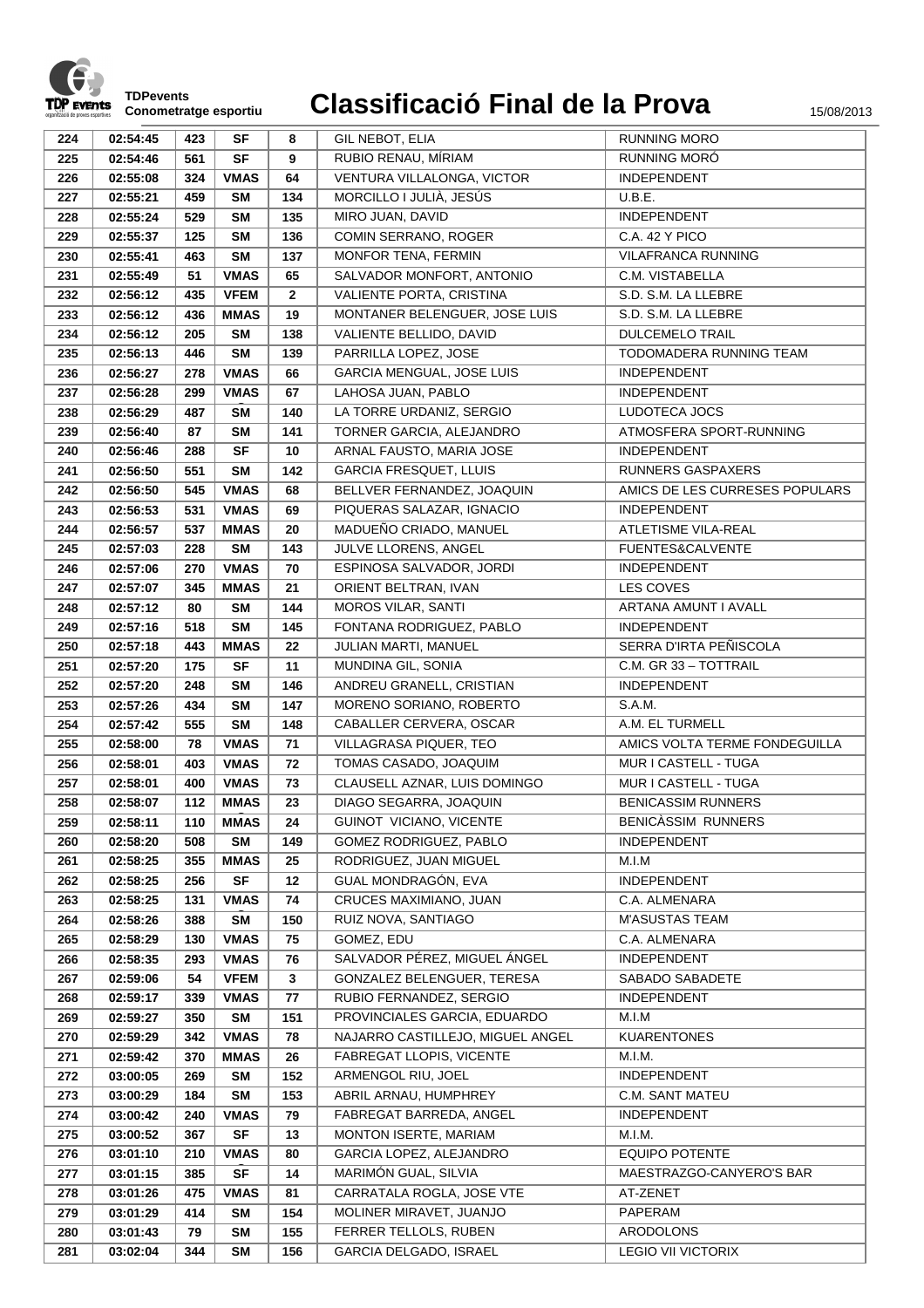# Classificació Final de la Prova

TDPevents
Conometratge esportiu

15/08/2013

| | | | | | | |
|---|---|---|---|---|---|---|
| 224 | 02:54:45 | 423 | SF | 8 | GIL NEBOT, ELIA | RUNNING MORO |
| 225 | 02:54:46 | 561 | SF | 9 | RUBIO RENAU, MÍRIAM | RUNNING MORÓ |
| 226 | 02:55:08 | 324 | VMAS | 64 | VENTURA VILLALONGA, VICTOR | INDEPENDENT |
| 227 | 02:55:21 | 459 | SM | 134 | MORCILLO I JULIÀ, JESÚS | U.B.E. |
| 228 | 02:55:24 | 529 | SM | 135 | MIRO JUAN, DAVID | INDEPENDENT |
| 229 | 02:55:37 | 125 | SM | 136 | COMIN SERRANO, ROGER | C.A. 42 Y PICO |
| 230 | 02:55:41 | 463 | SM | 137 | MONFOR TENA, FERMIN | VILAFRANCA RUNNING |
| 231 | 02:55:49 | 51 | VMAS | 65 | SALVADOR MONFORT, ANTONIO | C.M. VISTABELLA |
| 232 | 02:56:12 | 435 | VFEM | 2 | VALIENTE PORTA, CRISTINA | S.D. S.M. LA LLEBRE |
| 233 | 02:56:12 | 436 | MMAS | 19 | MONTANER BELENGUER, JOSE LUIS | S.D. S.M. LA LLEBRE |
| 234 | 02:56:12 | 205 | SM | 138 | VALIENTE BELLIDO, DAVID | DULCEMELO TRAIL |
| 235 | 02:56:13 | 446 | SM | 139 | PARRILLA LOPEZ, JOSE | TODOMADERA RUNNING TEAM |
| 236 | 02:56:27 | 278 | VMAS | 66 | GARCIA MENGUAL, JOSE LUIS | INDEPENDENT |
| 237 | 02:56:28 | 299 | VMAS | 67 | LAHOSA JUAN, PABLO | INDEPENDENT |
| 238 | 02:56:29 | 487 | SM | 140 | LA TORRE URDANIZ, SERGIO | LUDOTECA JOCS |
| 239 | 02:56:40 | 87 | SM | 141 | TORNER GARCIA, ALEJANDRO | ATMOSFERA SPORT-RUNNING |
| 240 | 02:56:46 | 288 | SF | 10 | ARNAL FAUSTO, MARIA JOSE | INDEPENDENT |
| 241 | 02:56:50 | 551 | SM | 142 | GARCIA FRESQUET, LLUIS | RUNNERS GASPAXERS |
| 242 | 02:56:50 | 545 | VMAS | 68 | BELLVER FERNANDEZ, JOAQUIN | AMICS DE LES CURRESES POPULARS |
| 243 | 02:56:53 | 531 | VMAS | 69 | PIQUERAS SALAZAR, IGNACIO | INDEPENDENT |
| 244 | 02:56:57 | 537 | MMAS | 20 | MADUEÑO CRIADO, MANUEL | ATLETISME VILA-REAL |
| 245 | 02:57:03 | 228 | SM | 143 | JULVE LLORENS, ANGEL | FUENTES&CALVENTE |
| 246 | 02:57:06 | 270 | VMAS | 70 | ESPINOSA SALVADOR, JORDI | INDEPENDENT |
| 247 | 02:57:07 | 345 | MMAS | 21 | ORIENT BELTRAN, IVAN | LES COVES |
| 248 | 02:57:12 | 80 | SM | 144 | MOROS VILAR, SANTI | ARTANA AMUNT I AVALL |
| 249 | 02:57:16 | 518 | SM | 145 | FONTANA RODRIGUEZ, PABLO | INDEPENDENT |
| 250 | 02:57:18 | 443 | MMAS | 22 | JULIAN MARTI, MANUEL | SERRA D'IRTA PEÑISCOLA |
| 251 | 02:57:20 | 175 | SF | 11 | MUNDINA GIL, SONIA | C.M. GR 33 – TOTTRAIL |
| 252 | 02:57:20 | 248 | SM | 146 | ANDREU GRANELL, CRISTIAN | INDEPENDENT |
| 253 | 02:57:26 | 434 | SM | 147 | MORENO SORIANO, ROBERTO | S.A.M. |
| 254 | 02:57:42 | 555 | SM | 148 | CABALLER CERVERA, OSCAR | A.M. EL TURMELL |
| 255 | 02:58:00 | 78 | VMAS | 71 | VILLAGRASA PIQUER, TEO | AMICS VOLTA TERME FONDEGUILLA |
| 256 | 02:58:01 | 403 | VMAS | 72 | TOMAS CASADO, JOAQUIM | MUR I CASTELL - TUGA |
| 257 | 02:58:01 | 400 | VMAS | 73 | CLAUSELL AZNAR, LUIS DOMINGO | MUR I CASTELL - TUGA |
| 258 | 02:58:07 | 112 | MMAS | 23 | DIAGO SEGARRA, JOAQUIN | BENICASSIM RUNNERS |
| 259 | 02:58:11 | 110 | MMAS | 24 | GUINOT VICIANO, VICENTE | BENICÀSSIM RUNNERS |
| 260 | 02:58:20 | 508 | SM | 149 | GOMEZ RODRIGUEZ, PABLO | INDEPENDENT |
| 261 | 02:58:25 | 355 | MMAS | 25 | RODRIGUEZ, JUAN MIGUEL | M.I.M |
| 262 | 02:58:25 | 256 | SF | 12 | GUAL MONDRAGÓN, EVA | INDEPENDENT |
| 263 | 02:58:25 | 131 | VMAS | 74 | CRUCES MAXIMIANO, JUAN | C.A. ALMENARA |
| 264 | 02:58:26 | 388 | SM | 150 | RUIZ NOVA, SANTIAGO | M'ASUSTAS TEAM |
| 265 | 02:58:29 | 130 | VMAS | 75 | GOMEZ, EDU | C.A. ALMENARA |
| 266 | 02:58:35 | 293 | VMAS | 76 | SALVADOR PÉREZ, MIGUEL ÁNGEL | INDEPENDENT |
| 267 | 02:59:06 | 54 | VFEM | 3 | GONZALEZ BELENGUER, TERESA | SABADO SABADETE |
| 268 | 02:59:17 | 339 | VMAS | 77 | RUBIO FERNANDEZ, SERGIO | INDEPENDENT |
| 269 | 02:59:27 | 350 | SM | 151 | PROVINCIALES GARCIA, EDUARDO | M.I.M |
| 270 | 02:59:29 | 342 | VMAS | 78 | NAJARRO CASTILLEJO, MIGUEL ANGEL | KUARENTONES |
| 271 | 02:59:42 | 370 | MMAS | 26 | FABREGAT LLOPIS, VICENTE | M.I.M. |
| 272 | 03:00:05 | 269 | SM | 152 | ARMENGOL RIU, JOEL | INDEPENDENT |
| 273 | 03:00:29 | 184 | SM | 153 | ABRIL ARNAU, HUMPHREY | C.M. SANT MATEU |
| 274 | 03:00:42 | 240 | VMAS | 79 | FABREGAT BARREDA, ANGEL | INDEPENDENT |
| 275 | 03:00:52 | 367 | SF | 13 | MONTON ISERTE, MARIAM | M.I.M. |
| 276 | 03:01:10 | 210 | VMAS | 80 | GARCIA LOPEZ, ALEJANDRO | EQUIPO POTENTE |
| 277 | 03:01:15 | 385 | SF | 14 | MARIMÓN GUAL, SILVIA | MAESTRAZGO-CANYERO'S BAR |
| 278 | 03:01:26 | 475 | VMAS | 81 | CARRATALA ROGLA, JOSE VTE | AT-ZENET |
| 279 | 03:01:29 | 414 | SM | 154 | MOLINER MIRAVET, JUANJO | PAPERAM |
| 280 | 03:01:43 | 79 | SM | 155 | FERRER TELLOLS, RUBEN | ARODOLONS |
| 281 | 03:02:04 | 344 | SM | 156 | GARCIA DELGADO, ISRAEL | LEGIO VII VICTORIX |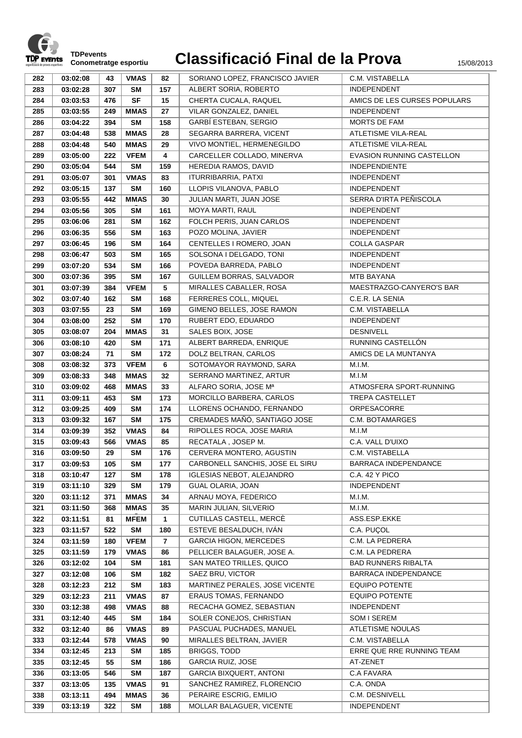# Classificació Final de la Prova

TDPevents
Conometratge esportiu

15/08/2013

| | | | | | | |
|---|---|---|---|---|---|---|
| 282 | 03:02:08 | 43 | VMAS | 82 | SORIANO LOPEZ, FRANCISCO JAVIER | C.M. VISTABELLA |
| 283 | 03:02:28 | 307 | SM | 157 | ALBERT SORIA, ROBERTO | INDEPENDENT |
| 284 | 03:03:53 | 476 | SF | 15 | CHERTA CUCALA, RAQUEL | AMICS DE LES CURSES POPULARS |
| 285 | 03:03:55 | 249 | MMAS | 27 | VILAR GONZALEZ, DANIEL | INDEPENDENT |
| 286 | 03:04:22 | 394 | SM | 158 | GARBÍ ESTEBAN, SERGIO | MORTS DE FAM |
| 287 | 03:04:48 | 538 | MMAS | 28 | SEGARRA BARRERA, VICENT | ATLETISME VILA-REAL |
| 288 | 03:04:48 | 540 | MMAS | 29 | VIVO MONTIEL, HERMENEGILDO | ATLETISME VILA-REAL |
| 289 | 03:05:00 | 222 | VFEM | 4 | CARCELLER COLLADO, MINERVA | EVASION RUNNING CASTELLON |
| 290 | 03:05:04 | 544 | SM | 159 | HEREDIA RAMOS, DAVID | INDEPENDIENTE |
| 291 | 03:05:07 | 301 | VMAS | 83 | ITURRIBARRIA, PATXI | INDEPENDENT |
| 292 | 03:05:15 | 137 | SM | 160 | LLOPIS VILANOVA, PABLO | INDEPENDENT |
| 293 | 03:05:55 | 442 | MMAS | 30 | JULIAN MARTI, JUAN JOSE | SERRA D'IRTA PEÑISCOLA |
| 294 | 03:05:56 | 305 | SM | 161 | MOYA MARTI, RAUL | INDEPENDENT |
| 295 | 03:06:06 | 281 | SM | 162 | FOLCH PERIS, JUAN CARLOS | INDEPENDENT |
| 296 | 03:06:35 | 556 | SM | 163 | POZO MOLINA, JAVIER | INDEPENDENT |
| 297 | 03:06:45 | 196 | SM | 164 | CENTELLES I ROMERO, JOAN | COLLA GASPAR |
| 298 | 03:06:47 | 503 | SM | 165 | SOLSONA I DELGADO, TONI | INDEPENDENT |
| 299 | 03:07:20 | 534 | SM | 166 | POVEDA BARREDA, PABLO | INDEPENDENT |
| 300 | 03:07:36 | 395 | SM | 167 | GUILLEM BORRAS, SALVADOR | MTB BAYANA |
| 301 | 03:07:39 | 384 | VFEM | 5 | MIRALLES CABALLER, ROSA | MAESTRAZGO-CANYERO'S BAR |
| 302 | 03:07:40 | 162 | SM | 168 | FERRERES COLL, MIQUEL | C.E.R. LA SENIA |
| 303 | 03:07:55 | 23 | SM | 169 | GIMENO BELLES, JOSE RAMON | C.M. VISTABELLA |
| 304 | 03:08:00 | 252 | SM | 170 | RUBERT EDO, EDUARDO | INDEPENDENT |
| 305 | 03:08:07 | 204 | MMAS | 31 | SALES BOIX, JOSE | DESNIVELL |
| 306 | 03:08:10 | 420 | SM | 171 | ALBERT BARREDA, ENRIQUE | RUNNING CASTELLÓN |
| 307 | 03:08:24 | 71 | SM | 172 | DOLZ BELTRAN, CARLOS | AMICS DE LA MUNTANYA |
| 308 | 03:08:32 | 373 | VFEM | 6 | SOTOMAYOR RAYMOND, SARA | M.I.M. |
| 309 | 03:08:33 | 348 | MMAS | 32 | SERRANO MARTINEZ, ARTUR | M.I.M |
| 310 | 03:09:02 | 468 | MMAS | 33 | ALFARO SORIA, JOSE Mª | ATMOSFERA SPORT-RUNNING |
| 311 | 03:09:11 | 453 | SM | 173 | MORCILLO BARBERA, CARLOS | TREPA CASTELLET |
| 312 | 03:09:25 | 409 | SM | 174 | LLORENS OCHANDO, FERNANDO | ORPESACORRE |
| 313 | 03:09:32 | 167 | SM | 175 | CREMADES MAÑÓ, SANTIAGO JOSE | C.M. BOTAMARGES |
| 314 | 03:09:39 | 352 | VMAS | 84 | RIPOLLES ROCA, JOSE MARIA | M.I.M |
| 315 | 03:09:43 | 566 | VMAS | 85 | RECATALA , JOSEP M. | C.A. VALL D'UIXO |
| 316 | 03:09:50 | 29 | SM | 176 | CERVERA MONTERO, AGUSTIN | C.M. VISTABELLA |
| 317 | 03:09:53 | 105 | SM | 177 | CARBONELL SANCHIS, JOSE EL SIRU | BARRACA INDEPENDANCE |
| 318 | 03:10:47 | 127 | SM | 178 | IGLESIAS NEBOT, ALEJANDRO | C.A. 42 Y PICO |
| 319 | 03:11:10 | 329 | SM | 179 | GUAL OLARIA, JOAN | INDEPENDENT |
| 320 | 03:11:12 | 371 | MMAS | 34 | ARNAU MOYA, FEDERICO | M.I.M. |
| 321 | 03:11:50 | 368 | MMAS | 35 | MARIN JULIAN, SILVERIO | M.I.M. |
| 322 | 03:11:51 | 81 | MFEM | 1 | CUTILLAS CASTELL, MERCÈ | ASS.ESP.EKKE |
| 323 | 03:11:57 | 522 | SM | 180 | ESTEVE BESALDUCH, IVÁN | C.A. PUÇOL |
| 324 | 03:11:59 | 180 | VFEM | 7 | GARCIA HIGON, MERCEDES | C.M. LA PEDRERA |
| 325 | 03:11:59 | 179 | VMAS | 86 | PELLICER BALAGUER, JOSE A. | C.M. LA PEDRERA |
| 326 | 03:12:02 | 104 | SM | 181 | SAN MATEO TRILLES, QUICO | BAD RUNNERS RIBALTA |
| 327 | 03:12:08 | 106 | SM | 182 | SAEZ BRU, VICTOR | BARRACA INDEPENDANCE |
| 328 | 03:12:23 | 212 | SM | 183 | MARTINEZ PERALES, JOSE VICENTE | EQUIPO POTENTE |
| 329 | 03:12:23 | 211 | VMAS | 87 | ERAUS TOMAS, FERNANDO | EQUIPO POTENTE |
| 330 | 03:12:38 | 498 | VMAS | 88 | RECACHA GOMEZ, SEBASTIAN | INDEPENDENT |
| 331 | 03:12:40 | 445 | SM | 184 | SOLER CONEJOS, CHRISTIAN | SOM I SEREM |
| 332 | 03:12:40 | 86 | VMAS | 89 | PASCUAL PUCHADES, MANUEL | ATLETISME NOULAS |
| 333 | 03:12:44 | 578 | VMAS | 90 | MIRALLES BELTRAN, JAVIER | C.M. VISTABELLA |
| 334 | 03:12:45 | 213 | SM | 185 | BRIGGS, TODD | ERRE QUE RRE RUNNING TEAM |
| 335 | 03:12:45 | 55 | SM | 186 | GARCIA RUIZ, JOSE | AT-ZENET |
| 336 | 03:13:05 | 546 | SM | 187 | GARCIA BIXQUERT, ANTONI | C.A FAVARA |
| 337 | 03:13:05 | 135 | VMAS | 91 | SANCHEZ RAMIREZ, FLORENCIO | C.A. ONDA |
| 338 | 03:13:11 | 494 | MMAS | 36 | PERAIRE ESCRIG, EMILIO | C.M. DESNIVELL |
| 339 | 03:13:19 | 322 | SM | 188 | MOLLAR BALAGUER, VICENTE | INDEPENDENT |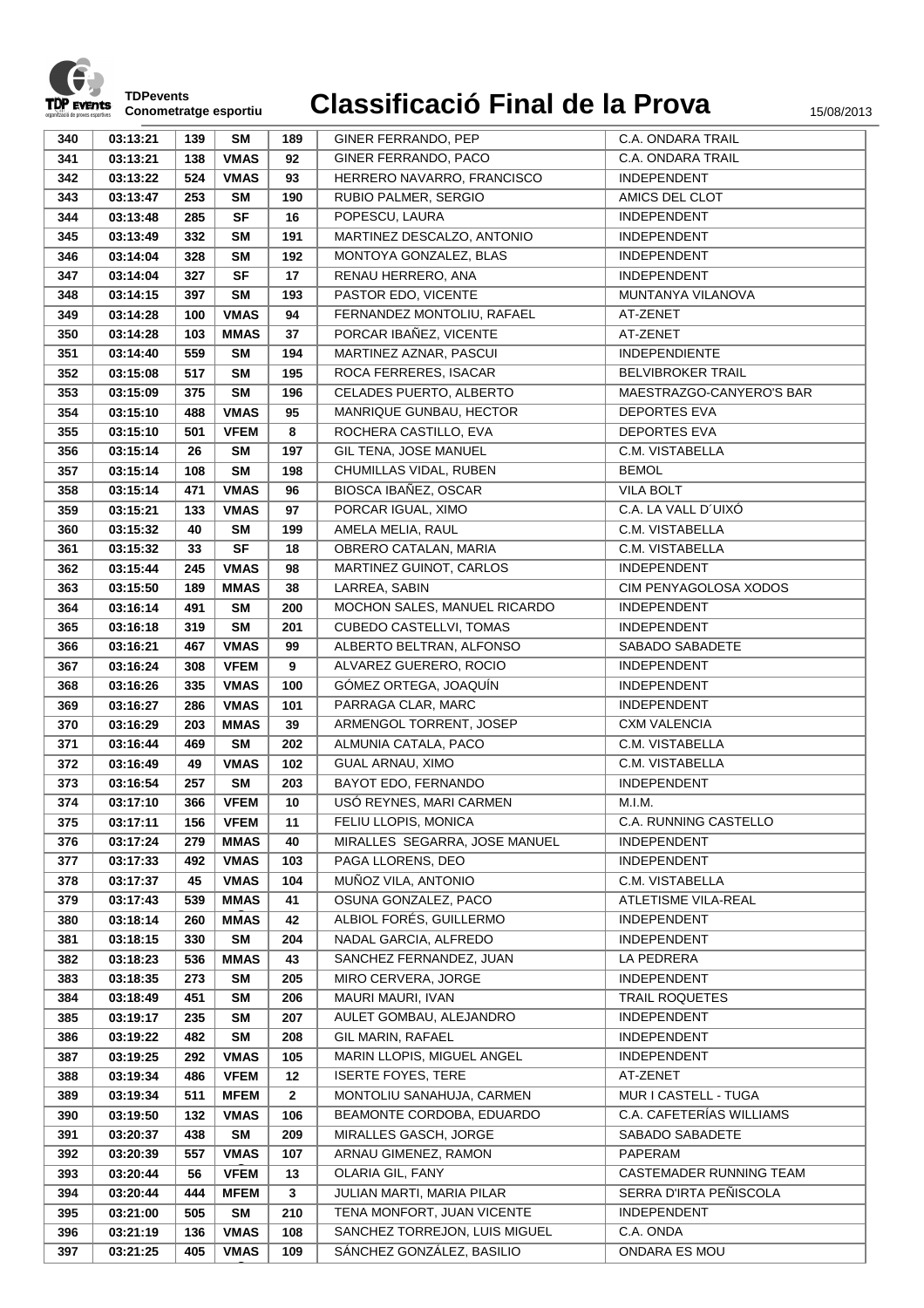# Classificació Final de la Prova

TDPevents
Conometratge esportiu

15/08/2013

| | | | | | | |
|---|---|---|---|---|---|---|
| 340 | 03:13:21 | 139 | SM | 189 | GINER FERRANDO, PEP | C.A. ONDARA TRAIL |
| 341 | 03:13:21 | 138 | VMAS | 92 | GINER FERRANDO, PACO | C.A. ONDARA TRAIL |
| 342 | 03:13:22 | 524 | VMAS | 93 | HERRERO NAVARRO, FRANCISCO | INDEPENDENT |
| 343 | 03:13:47 | 253 | SM | 190 | RUBIO PALMER, SERGIO | AMICS DEL CLOT |
| 344 | 03:13:48 | 285 | SF | 16 | POPESCU, LAURA | INDEPENDENT |
| 345 | 03:13:49 | 332 | SM | 191 | MARTINEZ DESCALZO, ANTONIO | INDEPENDENT |
| 346 | 03:14:04 | 328 | SM | 192 | MONTOYA GONZALEZ, BLAS | INDEPENDENT |
| 347 | 03:14:04 | 327 | SF | 17 | RENAU HERRERO, ANA | INDEPENDENT |
| 348 | 03:14:15 | 397 | SM | 193 | PASTOR EDO, VICENTE | MUNTANYA VILANOVA |
| 349 | 03:14:28 | 100 | VMAS | 94 | FERNANDEZ MONTOLIU, RAFAEL | AT-ZENET |
| 350 | 03:14:28 | 103 | MMAS | 37 | PORCAR IBAÑEZ, VICENTE | AT-ZENET |
| 351 | 03:14:40 | 559 | SM | 194 | MARTINEZ AZNAR, PASCUI | INDEPENDIENTE |
| 352 | 03:15:08 | 517 | SM | 195 | ROCA FERRERES, ISACAR | BELVIBROKER TRAIL |
| 353 | 03:15:09 | 375 | SM | 196 | CELADES PUERTO, ALBERTO | MAESTRAZGO-CANYERO'S BAR |
| 354 | 03:15:10 | 488 | VMAS | 95 | MANRIQUE GUNBAU, HECTOR | DEPORTES EVA |
| 355 | 03:15:10 | 501 | VFEM | 8 | ROCHERA CASTILLO, EVA | DEPORTES EVA |
| 356 | 03:15:14 | 26 | SM | 197 | GIL TENA, JOSE MANUEL | C.M. VISTABELLA |
| 357 | 03:15:14 | 108 | SM | 198 | CHUMILLAS VIDAL, RUBEN | BEMOL |
| 358 | 03:15:14 | 471 | VMAS | 96 | BIOSCA IBAÑEZ, OSCAR | VILA BOLT |
| 359 | 03:15:21 | 133 | VMAS | 97 | PORCAR IGUAL, XIMO | C.A. LA VALL D´UIXÓ |
| 360 | 03:15:32 | 40 | SM | 199 | AMELA MELIA, RAUL | C.M. VISTABELLA |
| 361 | 03:15:32 | 33 | SF | 18 | OBRERO CATALAN, MARIA | C.M. VISTABELLA |
| 362 | 03:15:44 | 245 | VMAS | 98 | MARTINEZ GUINOT, CARLOS | INDEPENDENT |
| 363 | 03:15:50 | 189 | MMAS | 38 | LARREA, SABIN | CIM PENYAGOLOSA XODOS |
| 364 | 03:16:14 | 491 | SM | 200 | MOCHON SALES, MANUEL RICARDO | INDEPENDENT |
| 365 | 03:16:18 | 319 | SM | 201 | CUBEDO CASTELLVI, TOMAS | INDEPENDENT |
| 366 | 03:16:21 | 467 | VMAS | 99 | ALBERTO BELTRAN, ALFONSO | SABADO SABADETE |
| 367 | 03:16:24 | 308 | VFEM | 9 | ALVAREZ GUERERO, ROCIO | INDEPENDENT |
| 368 | 03:16:26 | 335 | VMAS | 100 | GÓMEZ ORTEGA, JOAQUÍN | INDEPENDENT |
| 369 | 03:16:27 | 286 | VMAS | 101 | PARRAGA CLAR, MARC | INDEPENDENT |
| 370 | 03:16:29 | 203 | MMAS | 39 | ARMENGOL TORRENT, JOSEP | CXM VALENCIA |
| 371 | 03:16:44 | 469 | SM | 202 | ALMUNIA CATALA, PACO | C.M. VISTABELLA |
| 372 | 03:16:49 | 49 | VMAS | 102 | GUAL ARNAU, XIMO | C.M. VISTABELLA |
| 373 | 03:16:54 | 257 | SM | 203 | BAYOT EDO, FERNANDO | INDEPENDENT |
| 374 | 03:17:10 | 366 | VFEM | 10 | USÓ REYNES, MARI CARMEN | M.I.M. |
| 375 | 03:17:11 | 156 | VFEM | 11 | FELIU LLOPIS, MONICA | C.A. RUNNING CASTELLO |
| 376 | 03:17:24 | 279 | MMAS | 40 | MIRALLES SEGARRA, JOSE MANUEL | INDEPENDENT |
| 377 | 03:17:33 | 492 | VMAS | 103 | PAGA LLORENS, DEO | INDEPENDENT |
| 378 | 03:17:37 | 45 | VMAS | 104 | MUÑOZ VILA, ANTONIO | C.M. VISTABELLA |
| 379 | 03:17:43 | 539 | MMAS | 41 | OSUNA GONZALEZ, PACO | ATLETISME VILA-REAL |
| 380 | 03:18:14 | 260 | MMAS | 42 | ALBIOL FORÉS, GUILLERMO | INDEPENDENT |
| 381 | 03:18:15 | 330 | SM | 204 | NADAL GARCIA, ALFREDO | INDEPENDENT |
| 382 | 03:18:23 | 536 | MMAS | 43 | SANCHEZ FERNANDEZ, JUAN | LA PEDRERA |
| 383 | 03:18:35 | 273 | SM | 205 | MIRO CERVERA, JORGE | INDEPENDENT |
| 384 | 03:18:49 | 451 | SM | 206 | MAURI MAURI, IVAN | TRAIL ROQUETES |
| 385 | 03:19:17 | 235 | SM | 207 | AULET GOMBAU, ALEJANDRO | INDEPENDENT |
| 386 | 03:19:22 | 482 | SM | 208 | GIL MARIN, RAFAEL | INDEPENDENT |
| 387 | 03:19:25 | 292 | VMAS | 105 | MARIN LLOPIS, MIGUEL ANGEL | INDEPENDENT |
| 388 | 03:19:34 | 486 | VFEM | 12 | ISERTE FOYES, TERE | AT-ZENET |
| 389 | 03:19:34 | 511 | MFEM | 2 | MONTOLIU SANAHUJA, CARMEN | MUR I CASTELL - TUGA |
| 390 | 03:19:50 | 132 | VMAS | 106 | BEAMONTE CORDOBA, EDUARDO | C.A. CAFETERÍAS WILLIAMS |
| 391 | 03:20:37 | 438 | SM | 209 | MIRALLES GASCH, JORGE | SABADO SABADETE |
| 392 | 03:20:39 | 557 | VMAS | 107 | ARNAU GIMENEZ, RAMON | PAPERAM |
| 393 | 03:20:44 | 56 | VFEM | 13 | OLARIA GIL, FANY | CASTEMADER RUNNING TEAM |
| 394 | 03:20:44 | 444 | MFEM | 3 | JULIAN MARTI, MARIA PILAR | SERRA D'IRTA PEÑISCOLA |
| 395 | 03:21:00 | 505 | SM | 210 | TENA MONFORT, JUAN VICENTE | INDEPENDENT |
| 396 | 03:21:19 | 136 | VMAS | 108 | SANCHEZ TORREJON, LUIS MIGUEL | C.A. ONDA |
| 397 | 03:21:25 | 405 | VMAS | 109 | SÁNCHEZ GONZÁLEZ, BASILIO | ONDARA ES MOU |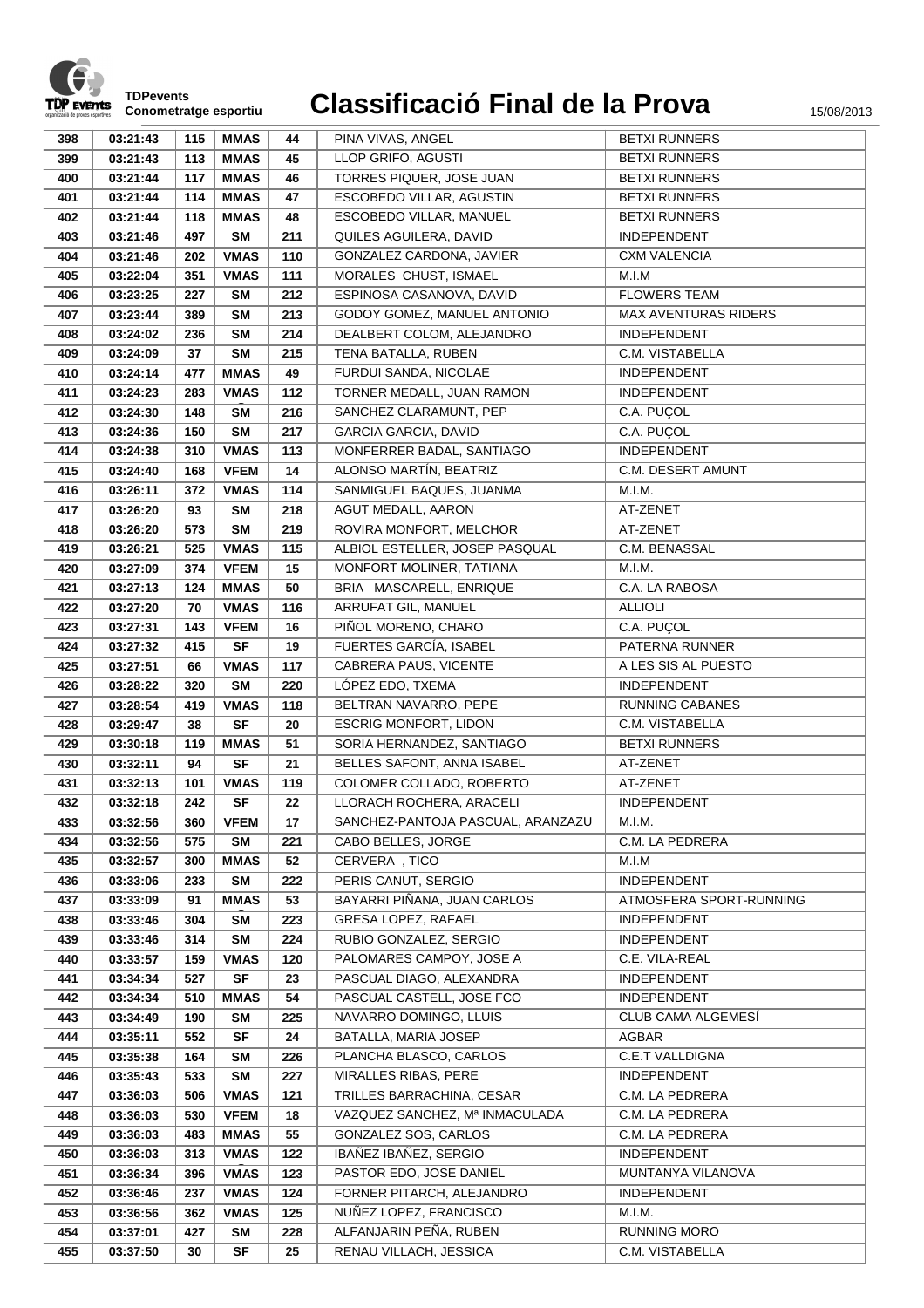# Classificació Final de la Prova

| | | | | | | |
|---|---|---|---|---|---|---|
| 398 | 03:21:43 | 115 | MMAS | 44 | PINA VIVAS, ANGEL | BETXI RUNNERS |
| 399 | 03:21:43 | 113 | MMAS | 45 | LLOP GRIFO, AGUSTI | BETXI RUNNERS |
| 400 | 03:21:44 | 117 | MMAS | 46 | TORRES PIQUER, JOSE JUAN | BETXI RUNNERS |
| 401 | 03:21:44 | 114 | MMAS | 47 | ESCOBEDO VILLAR, AGUSTIN | BETXI RUNNERS |
| 402 | 03:21:44 | 118 | MMAS | 48 | ESCOBEDO VILLAR, MANUEL | BETXI RUNNERS |
| 403 | 03:21:46 | 497 | SM | 211 | QUILES AGUILERA, DAVID | INDEPENDENT |
| 404 | 03:21:46 | 202 | VMAS | 110 | GONZALEZ CARDONA, JAVIER | CXM VALENCIA |
| 405 | 03:22:04 | 351 | VMAS | 111 | MORALES CHUST, ISMAEL | M.I.M |
| 406 | 03:23:25 | 227 | SM | 212 | ESPINOSA CASANOVA, DAVID | FLOWERS TEAM |
| 407 | 03:23:44 | 389 | SM | 213 | GODOY GOMEZ, MANUEL ANTONIO | MAX AVENTURAS RIDERS |
| 408 | 03:24:02 | 236 | SM | 214 | DEALBERT COLOM, ALEJANDRO | INDEPENDENT |
| 409 | 03:24:09 | 37 | SM | 215 | TENA BATALLA, RUBEN | C.M. VISTABELLA |
| 410 | 03:24:14 | 477 | MMAS | 49 | FURDUI SANDA, NICOLAE | INDEPENDENT |
| 411 | 03:24:23 | 283 | VMAS | 112 | TORNER MEDALL, JUAN RAMON | INDEPENDENT |
| 412 | 03:24:30 | 148 | SM | 216 | SANCHEZ CLARAMUNT, PEP | C.A. PUÇOL |
| 413 | 03:24:36 | 150 | SM | 217 | GARCIA GARCIA, DAVID | C.A. PUÇOL |
| 414 | 03:24:38 | 310 | VMAS | 113 | MONFERRER BADAL, SANTIAGO | INDEPENDENT |
| 415 | 03:24:40 | 168 | VFEM | 14 | ALONSO MARTÍN, BEATRIZ | C.M. DESERT AMUNT |
| 416 | 03:26:11 | 372 | VMAS | 114 | SANMIGUEL BAQUES, JUANMA | M.I.M. |
| 417 | 03:26:20 | 93 | SM | 218 | AGUT MEDALL, AARON | AT-ZENET |
| 418 | 03:26:20 | 573 | SM | 219 | ROVIRA MONFORT, MELCHOR | AT-ZENET |
| 419 | 03:26:21 | 525 | VMAS | 115 | ALBIOL ESTELLER, JOSEP PASQUAL | C.M. BENASSAL |
| 420 | 03:27:09 | 374 | VFEM | 15 | MONFORT MOLINER, TATIANA | M.I.M. |
| 421 | 03:27:13 | 124 | MMAS | 50 | BRIA MASCARELL, ENRIQUE | C.A. LA RABOSA |
| 422 | 03:27:20 | 70 | VMAS | 116 | ARRUFAT GIL, MANUEL | ALLIOLI |
| 423 | 03:27:31 | 143 | VFEM | 16 | PIÑOL MORENO, CHARO | C.A. PUÇOL |
| 424 | 03:27:32 | 415 | SF | 19 | FUERTES GARCÍA, ISABEL | PATERNA RUNNER |
| 425 | 03:27:51 | 66 | VMAS | 117 | CABRERA PAUS, VICENTE | A LES SIS AL PUESTO |
| 426 | 03:28:22 | 320 | SM | 220 | LÓPEZ EDO, TXEMA | INDEPENDENT |
| 427 | 03:28:54 | 419 | VMAS | 118 | BELTRAN NAVARRO, PEPE | RUNNING CABANES |
| 428 | 03:29:47 | 38 | SF | 20 | ESCRIG MONFORT, LIDON | C.M. VISTABELLA |
| 429 | 03:30:18 | 119 | MMAS | 51 | SORIA HERNANDEZ, SANTIAGO | BETXI RUNNERS |
| 430 | 03:32:11 | 94 | SF | 21 | BELLES SAFONT, ANNA ISABEL | AT-ZENET |
| 431 | 03:32:13 | 101 | VMAS | 119 | COLOMER COLLADO, ROBERTO | AT-ZENET |
| 432 | 03:32:18 | 242 | SF | 22 | LLORACH ROCHERA, ARACELI | INDEPENDENT |
| 433 | 03:32:56 | 360 | VFEM | 17 | SANCHEZ-PANTOJA PASCUAL, ARANZAZU | M.I.M. |
| 434 | 03:32:56 | 575 | SM | 221 | CABO BELLES, JORGE | C.M. LA PEDRERA |
| 435 | 03:32:57 | 300 | MMAS | 52 | CERVERA , TICO | M.I.M |
| 436 | 03:33:06 | 233 | SM | 222 | PERIS CANUT, SERGIO | INDEPENDENT |
| 437 | 03:33:09 | 91 | MMAS | 53 | BAYARRI PIÑANA, JUAN CARLOS | ATMOSFERA SPORT-RUNNING |
| 438 | 03:33:46 | 304 | SM | 223 | GRESA LOPEZ, RAFAEL | INDEPENDENT |
| 439 | 03:33:46 | 314 | SM | 224 | RUBIO GONZALEZ, SERGIO | INDEPENDENT |
| 440 | 03:33:57 | 159 | VMAS | 120 | PALOMARES CAMPOY, JOSE A | C.E. VILA-REAL |
| 441 | 03:34:34 | 527 | SF | 23 | PASCUAL DIAGO, ALEXANDRA | INDEPENDENT |
| 442 | 03:34:34 | 510 | MMAS | 54 | PASCUAL CASTELL, JOSE FCO | INDEPENDENT |
| 443 | 03:34:49 | 190 | SM | 225 | NAVARRO DOMINGO, LLUIS | CLUB CAMA ALGEMESÍ |
| 444 | 03:35:11 | 552 | SF | 24 | BATALLA, MARIA JOSEP | AGBAR |
| 445 | 03:35:38 | 164 | SM | 226 | PLANCHA BLASCO, CARLOS | C.E.T VALLDIGNA |
| 446 | 03:35:43 | 533 | SM | 227 | MIRALLES RIBAS, PERE | INDEPENDENT |
| 447 | 03:36:03 | 506 | VMAS | 121 | TRILLES BARRACHINA, CESAR | C.M. LA PEDRERA |
| 448 | 03:36:03 | 530 | VFEM | 18 | VAZQUEZ SANCHEZ, Mª INMACULADA | C.M. LA PEDRERA |
| 449 | 03:36:03 | 483 | MMAS | 55 | GONZALEZ SOS, CARLOS | C.M. LA PEDRERA |
| 450 | 03:36:03 | 313 | VMAS | 122 | IBAÑEZ IBAÑEZ, SERGIO | INDEPENDENT |
| 451 | 03:36:34 | 396 | VMAS | 123 | PASTOR EDO, JOSE DANIEL | MUNTANYA VILANOVA |
| 452 | 03:36:46 | 237 | VMAS | 124 | FORNER PITARCH, ALEJANDRO | INDEPENDENT |
| 453 | 03:36:56 | 362 | VMAS | 125 | NUÑEZ LOPEZ, FRANCISCO | M.I.M. |
| 454 | 03:37:01 | 427 | SM | 228 | ALFANJARIN PEÑA, RUBEN | RUNNING MORO |
| 455 | 03:37:50 | 30 | SF | 25 | RENAU VILLACH, JESSICA | C.M. VISTABELLA |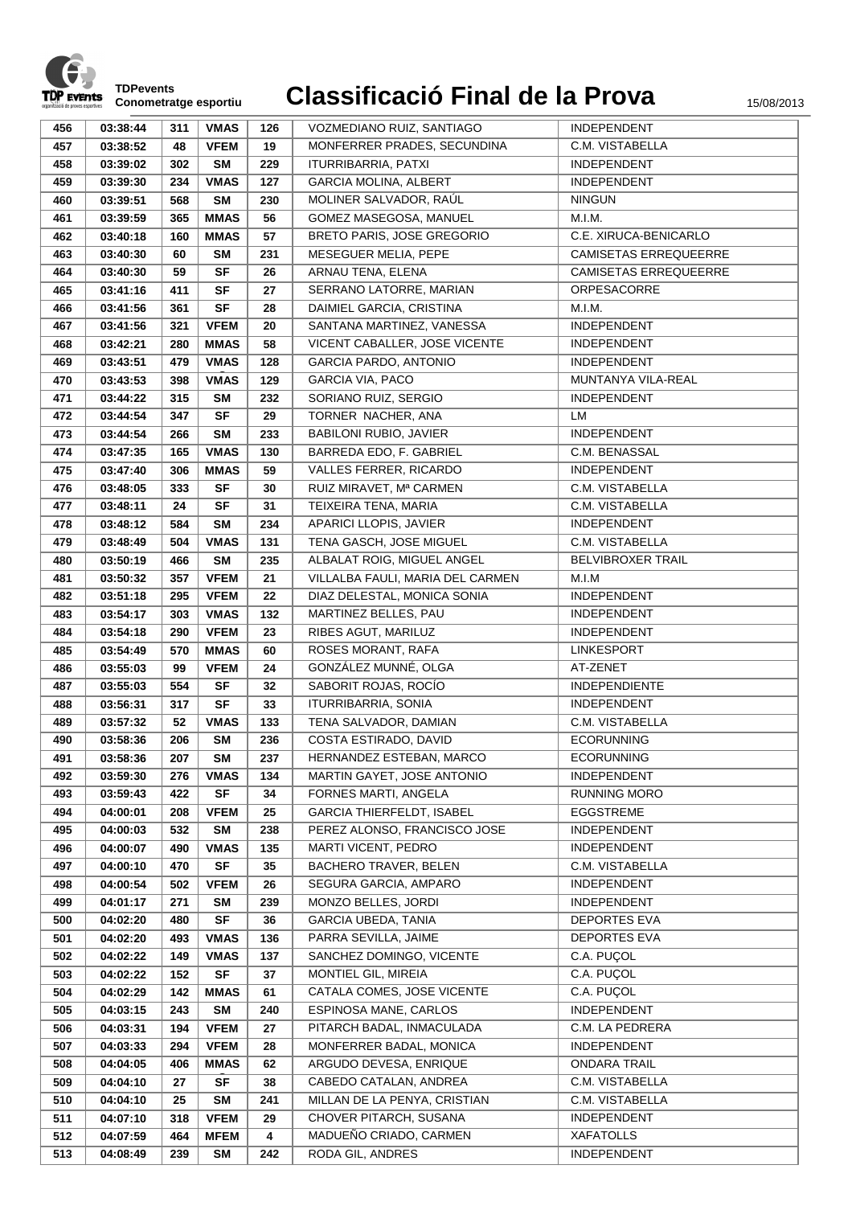# Classificació Final de la Prova

TDPevents
Conometratge esportiu

15/08/2013

| | | | | | | |
|---|---|---|---|---|---|---|
| 456 | 03:38:44 | 311 | VMAS | 126 | VOZMEDIANO RUIZ, SANTIAGO | INDEPENDENT |
| 457 | 03:38:52 | 48 | VFEM | 19 | MONFERRER PRADES, SECUNDINA | C.M. VISTABELLA |
| 458 | 03:39:02 | 302 | SM | 229 | ITURRIBARRIA, PATXI | INDEPENDENT |
| 459 | 03:39:30 | 234 | VMAS | 127 | GARCIA MOLINA, ALBERT | INDEPENDENT |
| 460 | 03:39:51 | 568 | SM | 230 | MOLINER SALVADOR, RAÚL | NINGUN |
| 461 | 03:39:59 | 365 | MMAS | 56 | GOMEZ MASEGOSA, MANUEL | M.I.M. |
| 462 | 03:40:18 | 160 | MMAS | 57 | BRETO PARIS, JOSE GREGORIO | C.E. XIRUCA-BENICARLO |
| 463 | 03:40:30 | 60 | SM | 231 | MESEGUER MELIA, PEPE | CAMISETAS ERREQUEERRE |
| 464 | 03:40:30 | 59 | SF | 26 | ARNAU TENA, ELENA | CAMISETAS ERREQUEERRE |
| 465 | 03:41:16 | 411 | SF | 27 | SERRANO LATORRE, MARIAN | ORPESACORRE |
| 466 | 03:41:56 | 361 | SF | 28 | DAIMIEL GARCIA, CRISTINA | M.I.M. |
| 467 | 03:41:56 | 321 | VFEM | 20 | SANTANA MARTINEZ, VANESSA | INDEPENDENT |
| 468 | 03:42:21 | 280 | MMAS | 58 | VICENT CABALLER, JOSE VICENTE | INDEPENDENT |
| 469 | 03:43:51 | 479 | VMAS | 128 | GARCIA PARDO, ANTONIO | INDEPENDENT |
| 470 | 03:43:53 | 398 | VMAS | 129 | GARCIA VIA, PACO | MUNTANYA VILA-REAL |
| 471 | 03:44:22 | 315 | SM | 232 | SORIANO RUIZ, SERGIO | INDEPENDENT |
| 472 | 03:44:54 | 347 | SF | 29 | TORNER NACHER, ANA | LM |
| 473 | 03:44:54 | 266 | SM | 233 | BABILONI RUBIO, JAVIER | INDEPENDENT |
| 474 | 03:47:35 | 165 | VMAS | 130 | BARREDA EDO, F. GABRIEL | C.M. BENASSAL |
| 475 | 03:47:40 | 306 | MMAS | 59 | VALLES FERRER, RICARDO | INDEPENDENT |
| 476 | 03:48:05 | 333 | SF | 30 | RUIZ MIRAVET, Mª CARMEN | C.M. VISTABELLA |
| 477 | 03:48:11 | 24 | SF | 31 | TEIXEIRA TENA, MARIA | C.M. VISTABELLA |
| 478 | 03:48:12 | 584 | SM | 234 | APARICI LLOPIS, JAVIER | INDEPENDENT |
| 479 | 03:48:49 | 504 | VMAS | 131 | TENA GASCH, JOSE MIGUEL | C.M. VISTABELLA |
| 480 | 03:50:19 | 466 | SM | 235 | ALBALAT ROIG, MIGUEL ANGEL | BELVIBROXER TRAIL |
| 481 | 03:50:32 | 357 | VFEM | 21 | VILLALBA FAULI, MARIA DEL CARMEN | M.I.M |
| 482 | 03:51:18 | 295 | VFEM | 22 | DIAZ DELESTAL, MONICA SONIA | INDEPENDENT |
| 483 | 03:54:17 | 303 | VMAS | 132 | MARTINEZ BELLES, PAU | INDEPENDENT |
| 484 | 03:54:18 | 290 | VFEM | 23 | RIBES AGUT, MARILUZ | INDEPENDENT |
| 485 | 03:54:49 | 570 | MMAS | 60 | ROSES MORANT, RAFA | LINKESPORT |
| 486 | 03:55:03 | 99 | VFEM | 24 | GONZÁLEZ MUNNÉ, OLGA | AT-ZENET |
| 487 | 03:55:03 | 554 | SF | 32 | SABORIT ROJAS, ROCÍO | INDEPENDIENTE |
| 488 | 03:56:31 | 317 | SF | 33 | ITURRIBARRIA, SONIA | INDEPENDENT |
| 489 | 03:57:32 | 52 | VMAS | 133 | TENA SALVADOR, DAMIAN | C.M. VISTABELLA |
| 490 | 03:58:36 | 206 | SM | 236 | COSTA ESTIRADO, DAVID | ECORUNNING |
| 491 | 03:58:36 | 207 | SM | 237 | HERNANDEZ ESTEBAN, MARCO | ECORUNNING |
| 492 | 03:59:30 | 276 | VMAS | 134 | MARTIN GAYET, JOSE ANTONIO | INDEPENDENT |
| 493 | 03:59:43 | 422 | SF | 34 | FORNES MARTI, ANGELA | RUNNING MORO |
| 494 | 04:00:01 | 208 | VFEM | 25 | GARCIA THIERFELDT, ISABEL | EGGSTREME |
| 495 | 04:00:03 | 532 | SM | 238 | PEREZ ALONSO, FRANCISCO JOSE | INDEPENDENT |
| 496 | 04:00:07 | 490 | VMAS | 135 | MARTI VICENT, PEDRO | INDEPENDENT |
| 497 | 04:00:10 | 470 | SF | 35 | BACHERO TRAVER, BELEN | C.M. VISTABELLA |
| 498 | 04:00:54 | 502 | VFEM | 26 | SEGURA GARCIA, AMPARO | INDEPENDENT |
| 499 | 04:01:17 | 271 | SM | 239 | MONZO BELLES, JORDI | INDEPENDENT |
| 500 | 04:02:20 | 480 | SF | 36 | GARCIA UBEDA, TANIA | DEPORTES EVA |
| 501 | 04:02:20 | 493 | VMAS | 136 | PARRA SEVILLA, JAIME | DEPORTES EVA |
| 502 | 04:02:22 | 149 | VMAS | 137 | SANCHEZ DOMINGO, VICENTE | C.A. PUÇOL |
| 503 | 04:02:22 | 152 | SF | 37 | MONTIEL GIL, MIREIA | C.A. PUÇOL |
| 504 | 04:02:29 | 142 | MMAS | 61 | CATALA COMES, JOSE VICENTE | C.A. PUÇOL |
| 505 | 04:03:15 | 243 | SM | 240 | ESPINOSA MANE, CARLOS | INDEPENDENT |
| 506 | 04:03:31 | 194 | VFEM | 27 | PITARCH BADAL, INMACULADA | C.M. LA PEDRERA |
| 507 | 04:03:33 | 294 | VFEM | 28 | MONFERRER BADAL, MONICA | INDEPENDENT |
| 508 | 04:04:05 | 406 | MMAS | 62 | ARGUDO DEVESA, ENRIQUE | ONDARA TRAIL |
| 509 | 04:04:10 | 27 | SF | 38 | CABEDO CATALAN, ANDREA | C.M. VISTABELLA |
| 510 | 04:04:10 | 25 | SM | 241 | MILLAN DE LA PENYA, CRISTIAN | C.M. VISTABELLA |
| 511 | 04:07:10 | 318 | VFEM | 29 | CHOVER PITARCH, SUSANA | INDEPENDENT |
| 512 | 04:07:59 | 464 | MFEM | 4 | MADUEÑO CRIADO, CARMEN | XAFATOLLS |
| 513 | 04:08:49 | 239 | SM | 242 | RODA GIL, ANDRES | INDEPENDENT |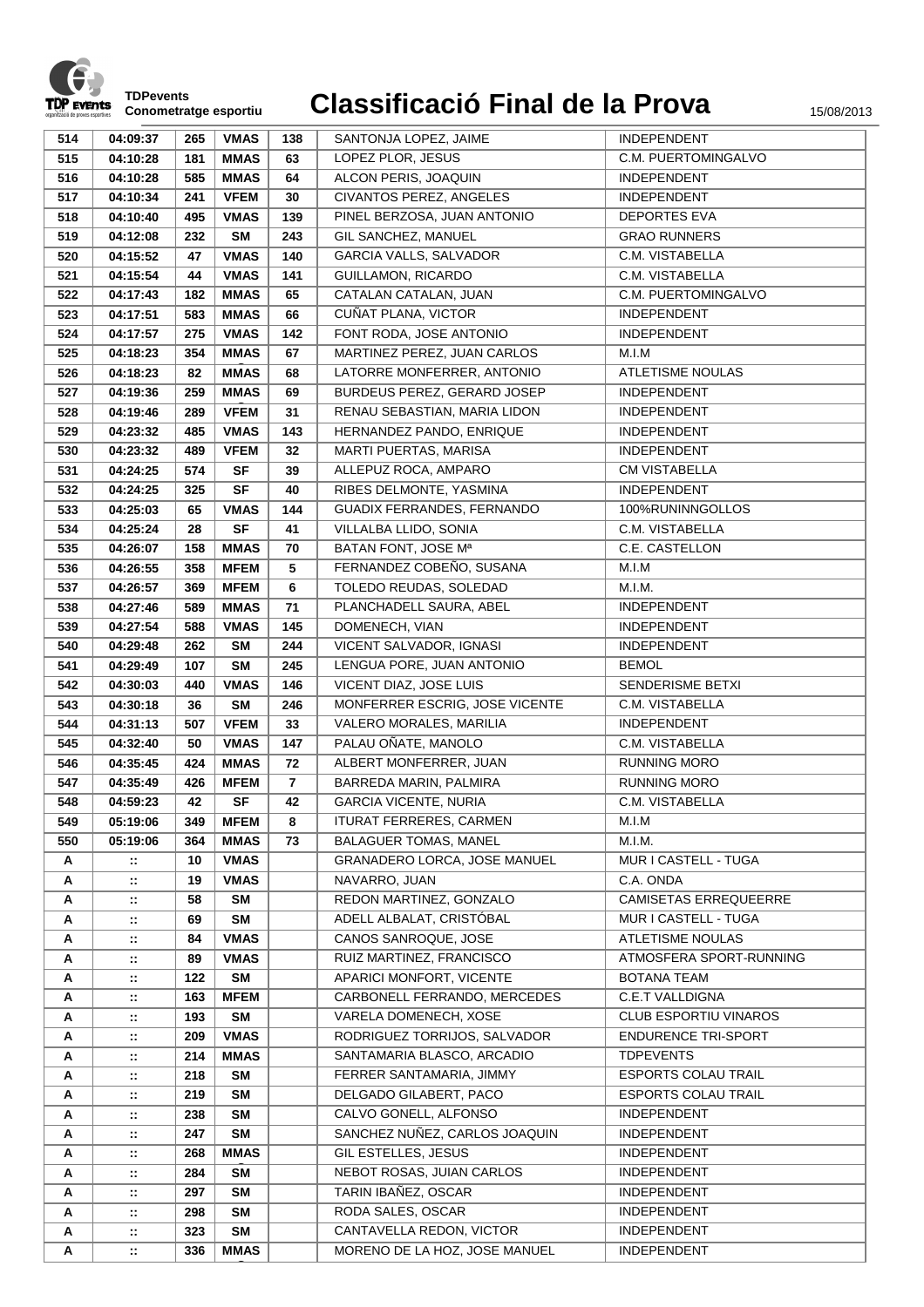# Classificació Final de la Prova

| | | | | | | |
|---|---|---|---|---|---|---|
| 514 | 04:09:37 | 265 | VMAS | 138 | SANTONJA LOPEZ, JAIME | INDEPENDENT |
| 515 | 04:10:28 | 181 | MMAS | 63 | LOPEZ PLOR, JESUS | C.M. PUERTOMINGALVO |
| 516 | 04:10:28 | 585 | MMAS | 64 | ALCON PERIS, JOAQUIN | INDEPENDENT |
| 517 | 04:10:34 | 241 | VFEM | 30 | CIVANTOS PEREZ, ANGELES | INDEPENDENT |
| 518 | 04:10:40 | 495 | VMAS | 139 | PINEL BERZOSA, JUAN ANTONIO | DEPORTES EVA |
| 519 | 04:12:08 | 232 | SM | 243 | GIL SANCHEZ, MANUEL | GRAO RUNNERS |
| 520 | 04:15:52 | 47 | VMAS | 140 | GARCIA VALLS, SALVADOR | C.M. VISTABELLA |
| 521 | 04:15:54 | 44 | VMAS | 141 | GUILLAMON, RICARDO | C.M. VISTABELLA |
| 522 | 04:17:43 | 182 | MMAS | 65 | CATALAN CATALAN, JUAN | C.M. PUERTOMINGALVO |
| 523 | 04:17:51 | 583 | MMAS | 66 | CUÑAT PLANA, VICTOR | INDEPENDENT |
| 524 | 04:17:57 | 275 | VMAS | 142 | FONT RODA, JOSE ANTONIO | INDEPENDENT |
| 525 | 04:18:23 | 354 | MMAS | 67 | MARTINEZ PEREZ, JUAN CARLOS | M.I.M |
| 526 | 04:18:23 | 82 | MMAS | 68 | LATORRE MONFERRER, ANTONIO | ATLETISME NOULAS |
| 527 | 04:19:36 | 259 | MMAS | 69 | BURDEUS PEREZ, GERARD JOSEP | INDEPENDENT |
| 528 | 04:19:46 | 289 | VFEM | 31 | RENAU SEBASTIAN, MARIA LIDON | INDEPENDENT |
| 529 | 04:23:32 | 485 | VMAS | 143 | HERNANDEZ PANDO, ENRIQUE | INDEPENDENT |
| 530 | 04:23:32 | 489 | VFEM | 32 | MARTI PUERTAS, MARISA | INDEPENDENT |
| 531 | 04:24:25 | 574 | SF | 39 | ALLEPUZ ROCA, AMPARO | CM VISTABELLA |
| 532 | 04:24:25 | 325 | SF | 40 | RIBES DELMONTE, YASMINA | INDEPENDENT |
| 533 | 04:25:03 | 65 | VMAS | 144 | GUADIX FERRANDES, FERNANDO | 100%RUNINNGOLLOS |
| 534 | 04:25:24 | 28 | SF | 41 | VILLALBA LLIDO, SONIA | C.M. VISTABELLA |
| 535 | 04:26:07 | 158 | MMAS | 70 | BATAN FONT, JOSE Mª | C.E. CASTELLON |
| 536 | 04:26:55 | 358 | MFEM | 5 | FERNANDEZ COBEÑO, SUSANA | M.I.M |
| 537 | 04:26:57 | 369 | MFEM | 6 | TOLEDO REUDAS, SOLEDAD | M.I.M. |
| 538 | 04:27:46 | 589 | MMAS | 71 | PLANCHADELL SAURA, ABEL | INDEPENDENT |
| 539 | 04:27:54 | 588 | VMAS | 145 | DOMENECH, VIAN | INDEPENDENT |
| 540 | 04:29:48 | 262 | SM | 244 | VICENT SALVADOR, IGNASI | INDEPENDENT |
| 541 | 04:29:49 | 107 | SM | 245 | LENGUA PORE, JUAN ANTONIO | BEMOL |
| 542 | 04:30:03 | 440 | VMAS | 146 | VICENT DIAZ, JOSE LUIS | SENDERISME BETXI |
| 543 | 04:30:18 | 36 | SM | 246 | MONFERRER ESCRIG, JOSE VICENTE | C.M. VISTABELLA |
| 544 | 04:31:13 | 507 | VFEM | 33 | VALERO MORALES, MARILIA | INDEPENDENT |
| 545 | 04:32:40 | 50 | VMAS | 147 | PALAU OÑATE, MANOLO | C.M. VISTABELLA |
| 546 | 04:35:45 | 424 | MMAS | 72 | ALBERT MONFERRER, JUAN | RUNNING MORO |
| 547 | 04:35:49 | 426 | MFEM | 7 | BARREDA MARIN, PALMIRA | RUNNING MORO |
| 548 | 04:59:23 | 42 | SF | 42 | GARCIA VICENTE, NURIA | C.M. VISTABELLA |
| 549 | 05:19:06 | 349 | MFEM | 8 | ITURAT FERRERES, CARMEN | M.I.M |
| 550 | 05:19:06 | 364 | MMAS | 73 | BALAGUER TOMAS, MANEL | M.I.M. |
| A | :: | 10 | VMAS | | GRANADERO LORCA, JOSE MANUEL | MUR I CASTELL - TUGA |
| A | :: | 19 | VMAS | | NAVARRO, JUAN | C.A. ONDA |
| A | :: | 58 | SM | | REDON MARTINEZ, GONZALO | CAMISETAS ERREQUEERRE |
| A | :: | 69 | SM | | ADELL ALBALAT, CRISTÓBAL | MUR I CASTELL - TUGA |
| A | :: | 84 | VMAS | | CANOS SANROQUE, JOSE | ATLETISME NOULAS |
| A | :: | 89 | VMAS | | RUIZ MARTINEZ, FRANCISCO | ATMOSFERA SPORT-RUNNING |
| A | :: | 122 | SM | | APARICI MONFORT, VICENTE | BOTANA TEAM |
| A | :: | 163 | MFEM | | CARBONELL FERRANDO, MERCEDES | C.E.T VALLDIGNA |
| A | :: | 193 | SM | | VARELA DOMENECH, XOSE | CLUB ESPORTIU VINAROS |
| A | :: | 209 | VMAS | | RODRIGUEZ TORRIJOS, SALVADOR | ENDURENCE TRI-SPORT |
| A | :: | 214 | MMAS | | SANTAMARIA BLASCO, ARCADIO | TDPEVENTS |
| A | :: | 218 | SM | | FERRER SANTAMARIA, JIMMY | ESPORTS COLAU TRAIL |
| A | :: | 219 | SM | | DELGADO GILABERT, PACO | ESPORTS COLAU TRAIL |
| A | :: | 238 | SM | | CALVO GONELL, ALFONSO | INDEPENDENT |
| A | :: | 247 | SM | | SANCHEZ NUÑEZ, CARLOS JOAQUIN | INDEPENDENT |
| A | :: | 268 | MMAS | | GIL ESTELLES, JESUS | INDEPENDENT |
| A | :: | 284 | SM | | NEBOT ROSAS, JUIAN CARLOS | INDEPENDENT |
| A | :: | 297 | SM | | TARIN IBAÑEZ, OSCAR | INDEPENDENT |
| A | :: | 298 | SM | | RODA SALES, OSCAR | INDEPENDENT |
| A | :: | 323 | SM | | CANTAVELLA REDON, VICTOR | INDEPENDENT |
| A | :: | 336 | MMAS | | MORENO DE LA HOZ, JOSE MANUEL | INDEPENDENT |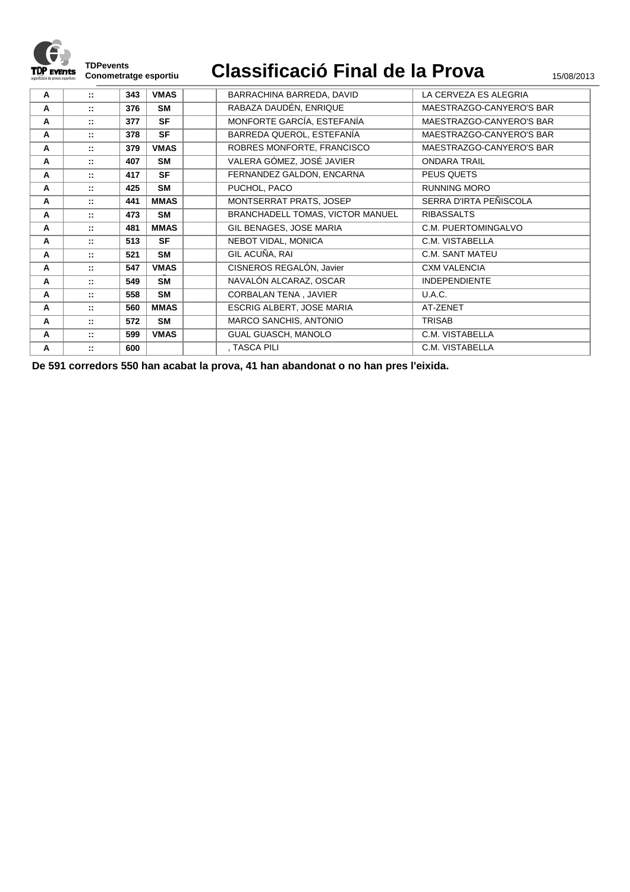| | | | | | | |
|---|---|---|---|---|---|---|
| A | :: | 343 | VMAS | | BARRACHINA BARREDA, DAVID | LA CERVEZA ES ALEGRIA |
| A | :: | 376 | SM | | RABAZA DAUDÉN, ENRIQUE | MAESTRAZGO-CANYERO'S BAR |
| A | :: | 377 | SF | | MONFORTE GARCÍA, ESTEFANÍA | MAESTRAZGO-CANYERO'S BAR |
| A | :: | 378 | SF | | BARREDA QUEROL, ESTEFANÍA | MAESTRAZGO-CANYERO'S BAR |
| A | :: | 379 | VMAS | | ROBRES MONFORTE, FRANCISCO | MAESTRAZGO-CANYERO'S BAR |
| A | :: | 407 | SM | | VALERA GÓMEZ, JOSÉ JAVIER | ONDARA TRAIL |
| A | :: | 417 | SF | | FERNANDEZ GALDON, ENCARNA | PEUS QUETS |
| A | :: | 425 | SM | | PUCHOL, PACO | RUNNING MORO |
| A | :: | 441 | MMAS | | MONTSERRAT PRATS, JOSEP | SERRA D'IRTA PEÑISCOLA |
| A | :: | 473 | SM | | BRANCHADELL TOMAS, VICTOR MANUEL | RIBASSALTS |
| A | :: | 481 | MMAS | | GIL BENAGES, JOSE MARIA | C.M. PUERTOMINGALVO |
| A | :: | 513 | SF | | NEBOT VIDAL, MONICA | C.M. VISTABELLA |
| A | :: | 521 | SM | | GIL ACUÑA, RAI | C.M. SANT MATEU |
| A | :: | 547 | VMAS | | CISNEROS REGALÓN, Javier | CXM VALENCIA |
| A | :: | 549 | SM | | NAVALÓN ALCARAZ, OSCAR | INDEPENDIENTE |
| A | :: | 558 | SM | | CORBALAN TENA , JAVIER | U.A.C. |
| A | :: | 560 | MMAS | | ESCRIG ALBERT, JOSE MARIA | AT-ZENET |
| A | :: | 572 | SM | | MARCO SANCHIS, ANTONIO | TRISAB |
| A | :: | 599 | VMAS | | GUAL GUASCH, MANOLO | C.M. VISTABELLA |
| A | :: | 600 | | | , TASCA PILI | C.M. VISTABELLA |

**De 591 corredors 550 han acabat la prova, 41 han abandonat o no han pres l'eixida.**